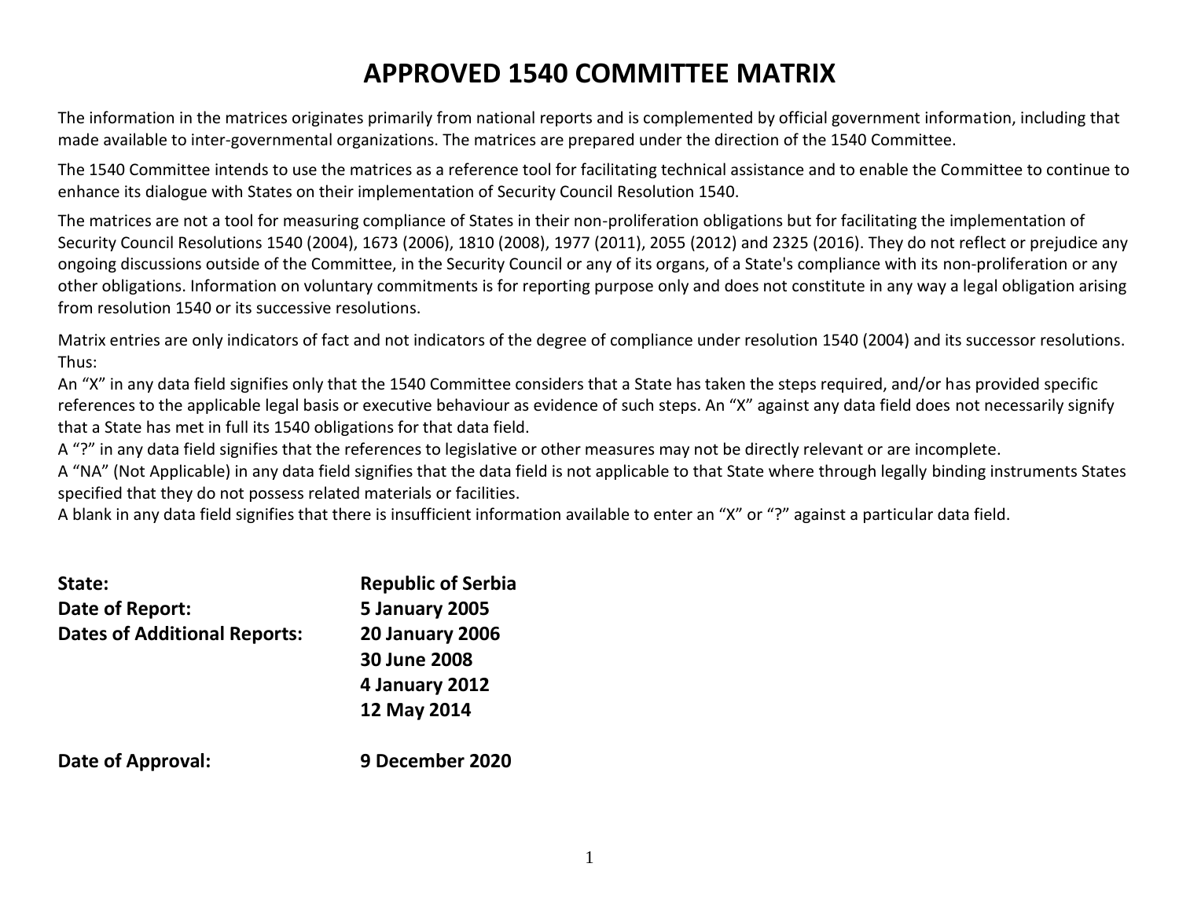# APPROVED 1540 COMMITTEE MATRIX

The information in the matrices originates primarily from national reports and is complemented by official government information, including that made available to inter-governmental organizations. The matrices are prepared under the direction of the 1540 Committee.

The 1540 Committee intends to use the matrices as a reference tool for facilitating technical assistance and to enable the Committee to continue to enhance its dialogue with States on their implementation of Security Council Resolution 1540.

The matrices are not a tool for measuring compliance of States in their non-proliferation obligations but for facilitating the implementation of Security Council Resolutions 1540 (2004), 1673 (2006), 1810 (2008), 1977 (2011), 2055 (2012) and 2325 (2016). They do not reflect or prejudice any ongoing discussions outside of the Committee, in the Security Council or any of its organs, of a State's compliance with its non-proliferation or any other obligations. Information on voluntary commitments is for reporting purpose only and does not constitute in any way a legal obligation arising from resolution 1540 or its successive resolutions.

Matrix entries are only indicators of fact and not indicators of the degree of compliance under resolution 1540 (2004) and its successor resolutions. Thus:

An "X" in any data field signifies only that the 1540 Committee considers that a State has taken the steps required, and/or has provided specific references to the applicable legal basis or executive behaviour as evidence of such steps. An "X" against any data field does not necessarily signify that a State has met in full its 1540 obligations for that data field.

A "?" in any data field signifies that the references to legislative or other measures may not be directly relevant or are incomplete.

A "NA" (Not Applicable) in any data field signifies that the data field is not applicable to that State where through legally binding instruments States specified that they do not possess related materials or facilities.

A blank in any data field signifies that there is insufficient information available to enter an "X" or "?" against a particular data field.

**State:** **Republic of Serbia**

**Date of Report:** **5 January 2005**

**Dates of Additional Reports:** **20 January 2006**
**30 June 2008**
**4 January 2012**
**12 May 2014**

**Date of Approval:** **9 December 2020**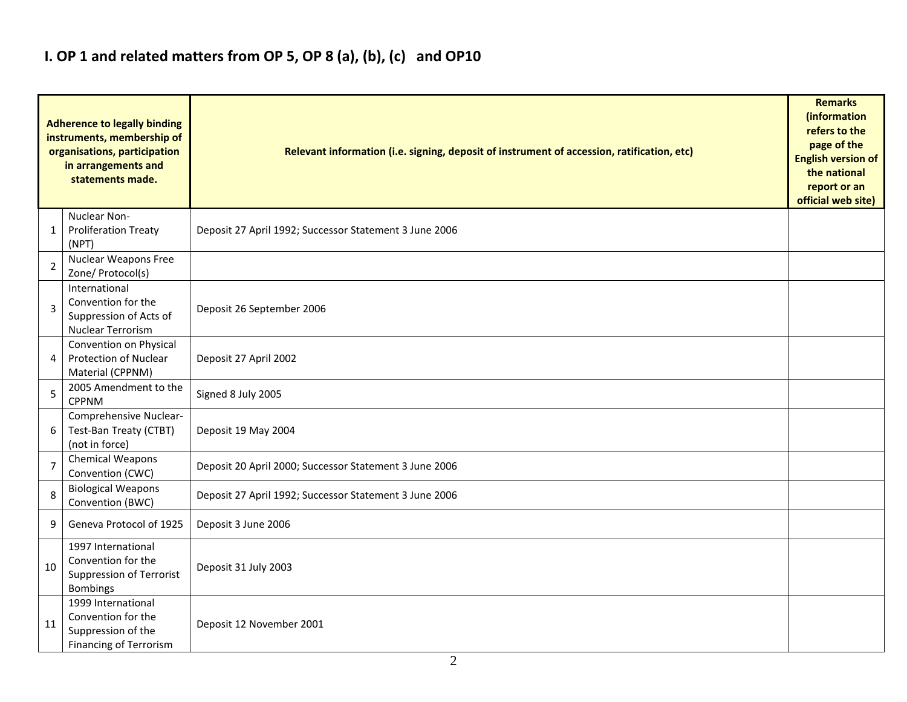# I. OP 1 and related matters from OP 5, OP 8 (a), (b), (c) and OP10

| | Adherence to legally binding instruments, membership of organisations, participation in arrangements and statements made. | Relevant information (i.e. signing, deposit of instrument of accession, ratification, etc) | Remarks (information refers to the page of the English version of the national report or an official web site) |
|---|---|---|---|
| 1 | Nuclear Non-Proliferation Treaty (NPT) | Deposit 27 April 1992; Successor Statement 3 June 2006 | |
| 2 | Nuclear Weapons Free Zone/ Protocol(s) | | |
| 3 | International Convention for the Suppression of Acts of Nuclear Terrorism | Deposit 26 September 2006 | |
| 4 | Convention on Physical Protection of Nuclear Material (CPPNM) | Deposit 27 April 2002 | |
| 5 | 2005 Amendment to the CPPNM | Signed 8 July 2005 | |
| 6 | Comprehensive Nuclear-Test-Ban Treaty (CTBT) (not in force) | Deposit 19 May 2004 | |
| 7 | Chemical Weapons Convention (CWC) | Deposit 20 April 2000; Successor Statement 3 June 2006 | |
| 8 | Biological Weapons Convention (BWC) | Deposit 27 April 1992; Successor Statement 3 June 2006 | |
| 9 | Geneva Protocol of 1925 | Deposit 3 June 2006 | |
| 10 | 1997 International Convention for the Suppression of Terrorist Bombings | Deposit 31 July 2003 | |
| 11 | 1999 International Convention for the Suppression of the Financing of Terrorism | Deposit 12 November 2001 | |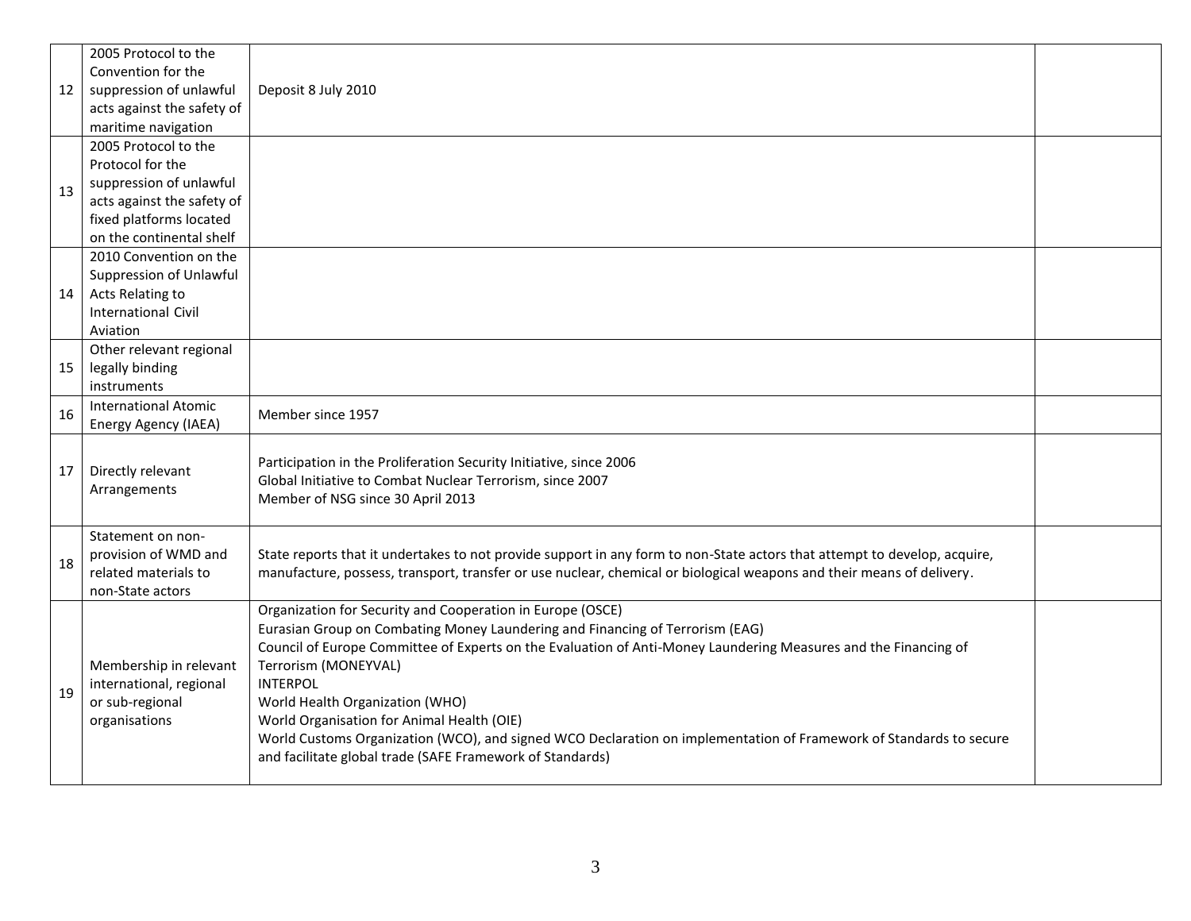| | | | |
|---|---|---|---|
| 12 | 2005 Protocol to the Convention for the suppression of unlawful acts against the safety of maritime navigation | Deposit 8 July 2010 | |
| 13 | 2005 Protocol to the Protocol for the suppression of unlawful acts against the safety of fixed platforms located on the continental shelf | | |
| 14 | 2010 Convention on the Suppression of Unlawful Acts Relating to International Civil Aviation | | |
| 15 | Other relevant regional legally binding instruments | | |
| 16 | International Atomic Energy Agency (IAEA) | Member since 1957 | |
| 17 | Directly relevant Arrangements | Participation in the Proliferation Security Initiative, since 2006<br>Global Initiative to Combat Nuclear Terrorism, since 2007<br>Member of NSG since 30 April 2013 | |
| 18 | Statement on non-provision of WMD and related materials to non-State actors | State reports that it undertakes to not provide support in any form to non-State actors that attempt to develop, acquire, manufacture, possess, transport, transfer or use nuclear, chemical or biological weapons and their means of delivery. | |
| 19 | Membership in relevant international, regional or sub-regional organisations | Organization for Security and Cooperation in Europe (OSCE)<br>Eurasian Group on Combating Money Laundering and Financing of Terrorism (EAG)<br>Council of Europe Committee of Experts on the Evaluation of Anti-Money Laundering Measures and the Financing of Terrorism (MONEYVAL)<br>INTERPOL<br>World Health Organization (WHO)<br>World Organisation for Animal Health (OIE)<br>World Customs Organization (WCO), and signed WCO Declaration on implementation of Framework of Standards to secure and facilitate global trade (SAFE Framework of Standards) | |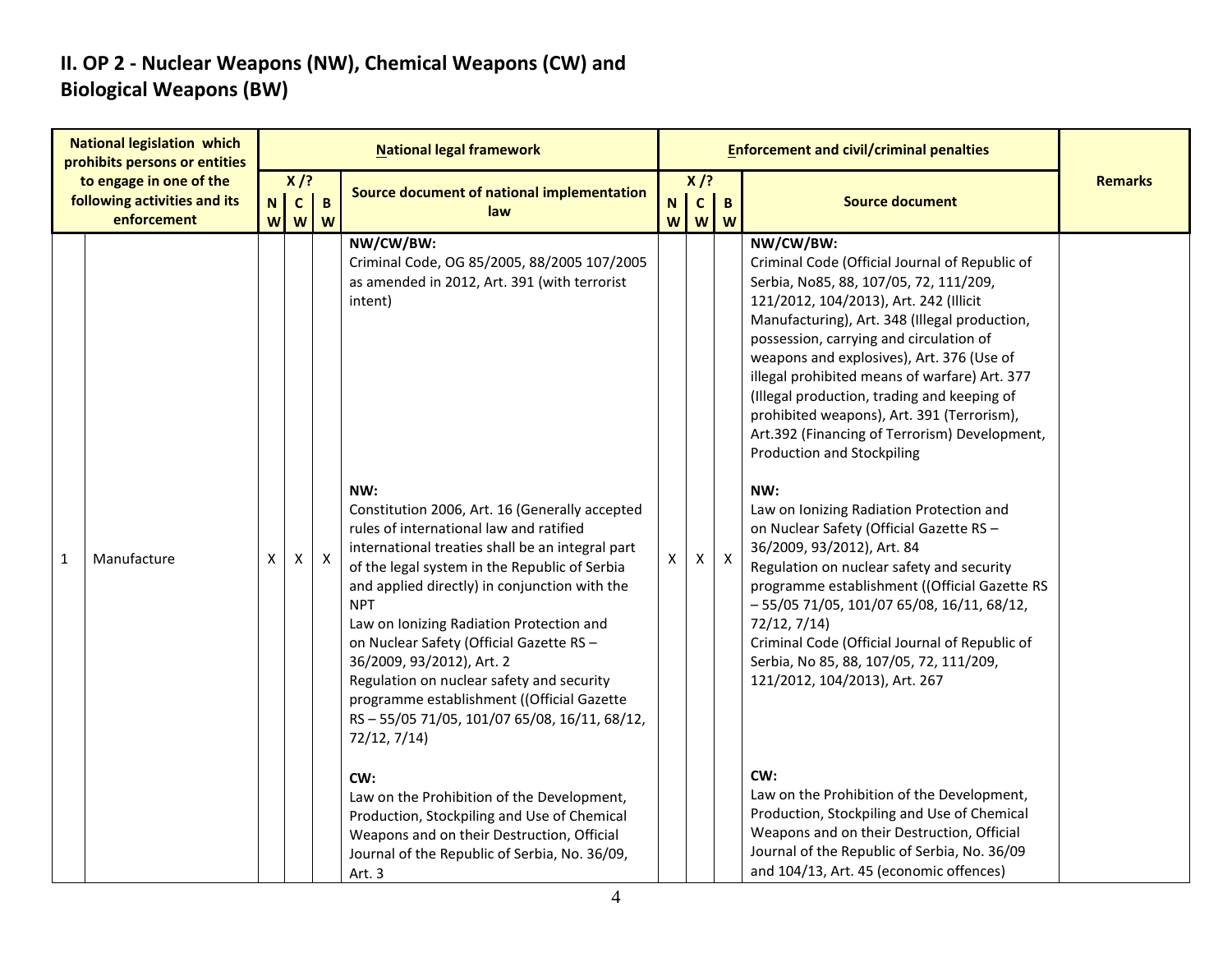## II. OP 2 - Nuclear Weapons (NW), Chemical Weapons (CW) and Biological Weapons (BW)

| | National legislation which prohibits persons or entities to engage in one of the following activities and its enforcement | National legal framework | | | | Enforcement and civil/criminal penalties | | | | Remarks |
|---|---|---|---|---|---|---|---|---|---|---|
| | | X /? | | | Source document of national implementation law | X /? | | | Source document | |
| | | NW | CW | BW | | NW | CW | BW | | |
| 1 | Manufacture | X | X | X | **NW/CW/BW:**<br>Criminal Code, OG 85/2005, 88/2005 107/2005 as amended in 2012, Art. 391 (with terrorist intent)<br><br>**NW:**<br>Constitution 2006, Art. 16 (Generally accepted rules of international law and ratified international treaties shall be an integral part of the legal system in the Republic of Serbia and applied directly) in conjunction with the NPT<br>Law on Ionizing Radiation Protection and on Nuclear Safety (Official Gazette RS – 36/2009, 93/2012), Art. 2<br>Regulation on nuclear safety and security programme establishment ((Official Gazette RS – 55/05 71/05, 101/07 65/08, 16/11, 68/12, 72/12, 7/14)<br><br>**CW:**<br>Law on the Prohibition of the Development, Production, Stockpiling and Use of Chemical Weapons and on their Destruction, Official Journal of the Republic of Serbia, No. 36/09, Art. 3 | X | X | X | **NW/CW/BW:**<br>Criminal Code (Official Journal of Republic of Serbia, No85, 88, 107/05, 72, 111/209, 121/2012, 104/2013), Art. 242 (Illicit Manufacturing), Art. 348 (Illegal production, possession, carrying and circulation of weapons and explosives), Art. 376 (Use of illegal prohibited means of warfare) Art. 377 (Illegal production, trading and keeping of prohibited weapons), Art. 391 (Terrorism), Art.392 (Financing of Terrorism) Development, Production and Stockpiling<br><br>**NW:**<br>Law on Ionizing Radiation Protection and on Nuclear Safety (Official Gazette RS – 36/2009, 93/2012), Art. 84<br>Regulation on nuclear safety and security programme establishment ((Official Gazette RS – 55/05 71/05, 101/07 65/08, 16/11, 68/12, 72/12, 7/14)<br>Criminal Code (Official Journal of Republic of Serbia, No 85, 88, 107/05, 72, 111/209, 121/2012, 104/2013), Art. 267<br><br>**CW:**<br>Law on the Prohibition of the Development, Production, Stockpiling and Use of Chemical Weapons and on their Destruction, Official Journal of the Republic of Serbia, No. 36/09 and 104/13, Art. 45 (economic offences) | |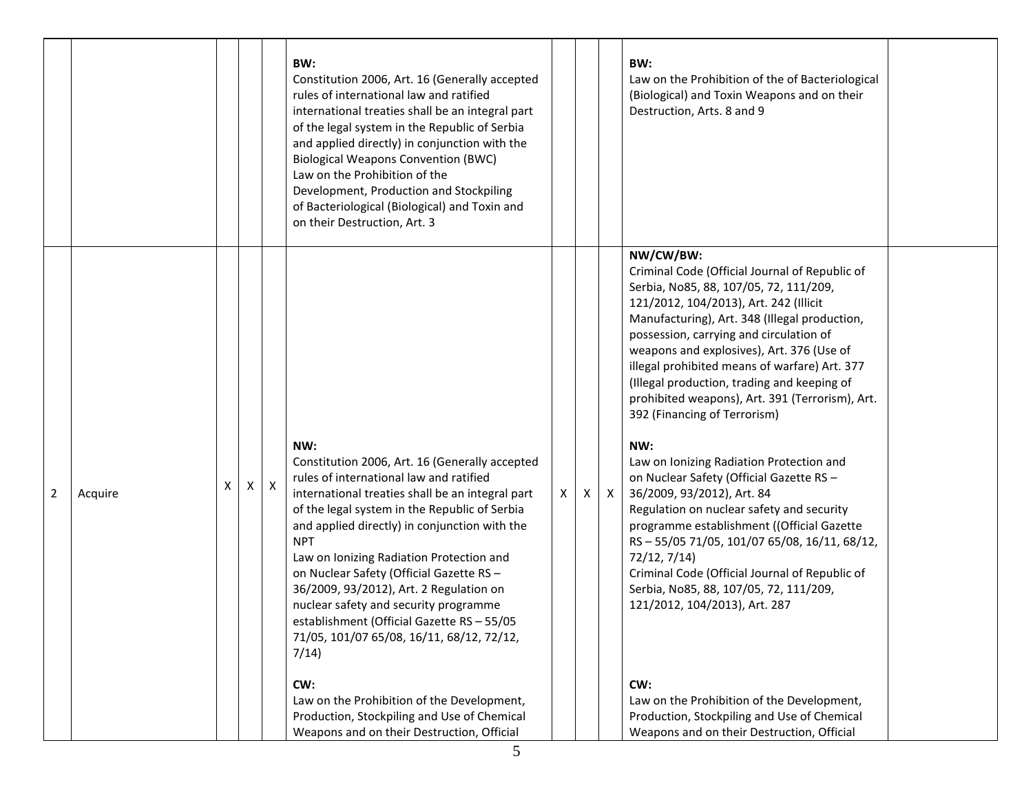| | | | | | | | | | | |
|---|---|---|---|---|---|---|---|---|---|---|
| | | | | | **BW:**<br>Constitution 2006, Art. 16 (Generally accepted rules of international law and ratified international treaties shall be an integral part of the legal system in the Republic of Serbia and applied directly) in conjunction with the Biological Weapons Convention (BWC)<br>Law on the Prohibition of the Development, Production and Stockpiling of Bacteriological (Biological) and Toxin and on their Destruction, Art. 3 | | | | **BW:**<br>Law on the Prohibition of the of Bacteriological (Biological) and Toxin Weapons and on their Destruction, Arts. 8 and 9 | |
| 2 | Acquire | X | X | X | **NW:**<br>Constitution 2006, Art. 16 (Generally accepted rules of international law and ratified international treaties shall be an integral part of the legal system in the Republic of Serbia and applied directly) in conjunction with the NPT<br>Law on Ionizing Radiation Protection and on Nuclear Safety (Official Gazette RS – 36/2009, 93/2012), Art. 2 Regulation on nuclear safety and security programme establishment (Official Gazette RS – 55/05 71/05, 101/07 65/08, 16/11, 68/12, 72/12, 7/14)<br><br>**CW:**<br>Law on the Prohibition of the Development, Production, Stockpiling and Use of Chemical Weapons and on their Destruction, Official | X | X | X | **NW/CW/BW:**<br>Criminal Code (Official Journal of Republic of Serbia, No85, 88, 107/05, 72, 111/209, 121/2012, 104/2013), Art. 242 (Illicit Manufacturing), Art. 348 (Illegal production, possession, carrying and circulation of weapons and explosives), Art. 376 (Use of illegal prohibited means of warfare) Art. 377 (Illegal production, trading and keeping of prohibited weapons), Art. 391 (Terrorism), Art. 392 (Financing of Terrorism)<br><br>**NW:**<br>Law on Ionizing Radiation Protection and on Nuclear Safety (Official Gazette RS – 36/2009, 93/2012), Art. 84<br>Regulation on nuclear safety and security programme establishment ((Official Gazette RS – 55/05 71/05, 101/07 65/08, 16/11, 68/12, 72/12, 7/14)<br>Criminal Code (Official Journal of Republic of Serbia, No85, 88, 107/05, 72, 111/209, 121/2012, 104/2013), Art. 287<br><br>**CW:**<br>Law on the Prohibition of the Development, Production, Stockpiling and Use of Chemical Weapons and on their Destruction, Official | |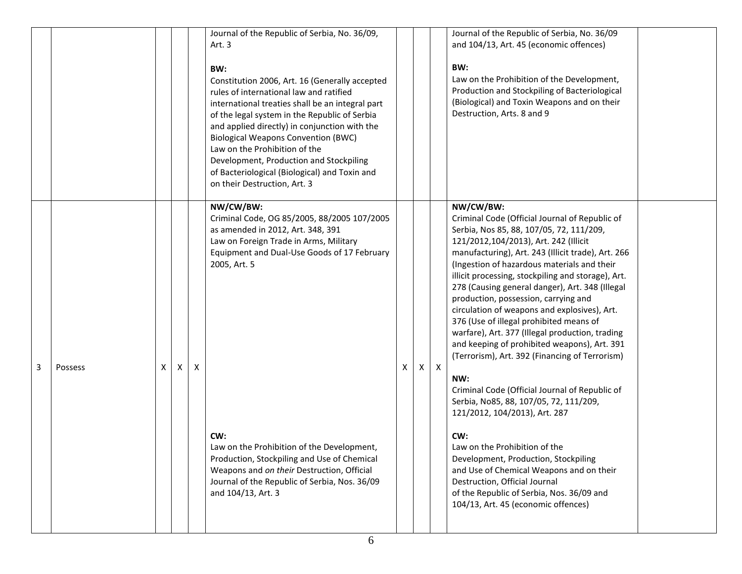| | | | | | | | | | | |
|---|---|---|---|---|---|---|---|---|---|---|
| | | | | | Journal of the Republic of Serbia, No. 36/09, Art. 3<br><br>**BW:**<br>Constitution 2006, Art. 16 (Generally accepted rules of international law and ratified international treaties shall be an integral part of the legal system in the Republic of Serbia and applied directly) in conjunction with the Biological Weapons Convention (BWC)<br>Law on the Prohibition of the Development, Production and Stockpiling of Bacteriological (Biological) and Toxin and on their Destruction, Art. 3 | | | | Journal of the Republic of Serbia, No. 36/09 and 104/13, Art. 45 (economic offences)<br><br>**BW:**<br>Law on the Prohibition of the Development, Production and Stockpiling of Bacteriological (Biological) and Toxin Weapons and on their Destruction, Arts. 8 and 9 | |
| 3 | Possess | X | X | X | **NW/CW/BW:**<br>Criminal Code, OG 85/2005, 88/2005 107/2005 as amended in 2012, Art. 348, 391<br>Law on Foreign Trade in Arms, Military Equipment and Dual-Use Goods of 17 February 2005, Art. 5<br><br>**CW:**<br>Law on the Prohibition of the Development, Production, Stockpiling and Use of Chemical Weapons and *on their* Destruction, Official Journal of the Republic of Serbia, Nos. 36/09 and 104/13, Art. 3 | X | X | X | **NW/CW/BW:**<br>Criminal Code (Official Journal of Republic of Serbia, Nos 85, 88, 107/05, 72, 111/209, 121/2012,104/2013), Art. 242 (Illicit manufacturing), Art. 243 (Illicit trade), Art. 266 (Ingestion of hazardous materials and their illicit processing, stockpiling and storage), Art. 278 (Causing general danger), Art. 348 (Illegal production, possession, carrying and circulation of weapons and explosives), Art. 376 (Use of illegal prohibited means of warfare), Art. 377 (Illegal production, trading and keeping of prohibited weapons), Art. 391 (Terrorism), Art. 392 (Financing of Terrorism)<br><br>**NW:**<br>Criminal Code (Official Journal of Republic of Serbia, No85, 88, 107/05, 72, 111/209, 121/2012, 104/2013), Art. 287<br><br>**CW:**<br>Law on the Prohibition of the Development, Production, Stockpiling and Use of Chemical Weapons and on their Destruction, Official Journal of the Republic of Serbia, Nos. 36/09 and 104/13, Art. 45 (economic offences) | |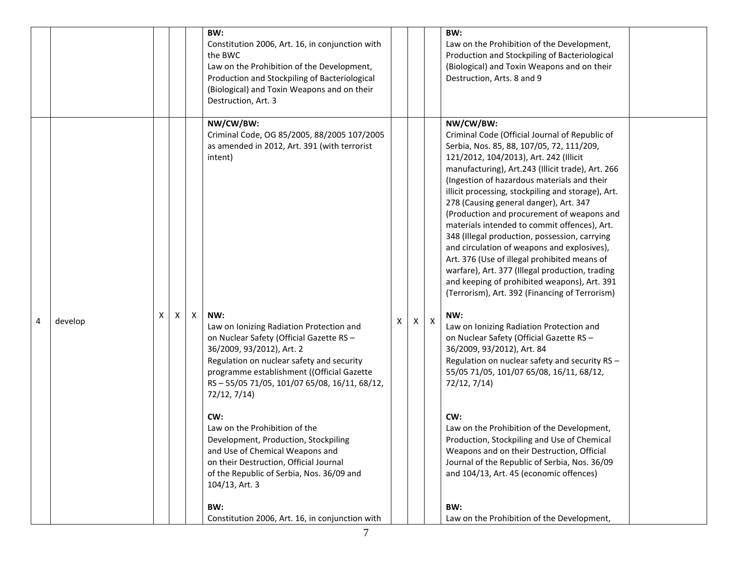| | | | | | | | | | | |
|---|---|---|---|---|---|---|---|---|---|---|
| | | | | | BW:<br>Constitution 2006, Art. 16, in conjunction with the BWC<br>Law on the Prohibition of the Development, Production and Stockpiling of Bacteriological (Biological) and Toxin Weapons and on their Destruction, Art. 3 | | | | BW:<br>Law on the Prohibition of the Development, Production and Stockpiling of Bacteriological (Biological) and Toxin Weapons and on their Destruction, Arts. 8 and 9 | |
| 4 | develop | X | X | X | NW/CW/BW:<br>Criminal Code, OG 85/2005, 88/2005 107/2005 as amended in 2012, Art. 391 (with terrorist intent)<br><br>NW:<br>Law on Ionizing Radiation Protection and on Nuclear Safety (Official Gazette RS – 36/2009, 93/2012), Art. 2<br>Regulation on nuclear safety and security programme establishment ((Official Gazette RS – 55/05 71/05, 101/07 65/08, 16/11, 68/12, 72/12, 7/14)<br><br>CW:<br>Law on the Prohibition of the Development, Production, Stockpiling and Use of Chemical Weapons and on their Destruction, Official Journal of the Republic of Serbia, Nos. 36/09 and 104/13, Art. 3<br><br>BW:<br>Constitution 2006, Art. 16, in conjunction with | X | X | X | NW/CW/BW:<br>Criminal Code (Official Journal of Republic of Serbia, Nos. 85, 88, 107/05, 72, 111/209, 121/2012, 104/2013), Art. 242 (Illicit manufacturing), Art.243 (Illicit trade), Art. 266 (Ingestion of hazardous materials and their illicit processing, stockpiling and storage), Art. 278 (Causing general danger), Art. 347 (Production and procurement of weapons and materials intended to commit offences), Art. 348 (Illegal production, possession, carrying and circulation of weapons and explosives), Art. 376 (Use of illegal prohibited means of warfare), Art. 377 (Illegal production, trading and keeping of prohibited weapons), Art. 391 (Terrorism), Art. 392 (Financing of Terrorism)<br><br>NW:<br>Law on Ionizing Radiation Protection and on Nuclear Safety (Official Gazette RS – 36/2009, 93/2012), Art. 84<br>Regulation on nuclear safety and security RS – 55/05 71/05, 101/07 65/08, 16/11, 68/12, 72/12, 7/14)<br><br>CW:<br>Law on the Prohibition of the Development, Production, Stockpiling and Use of Chemical Weapons and on their Destruction, Official Journal of the Republic of Serbia, Nos. 36/09 and 104/13, Art. 45 (economic offences)<br><br>BW:<br>Law on the Prohibition of the Development, | |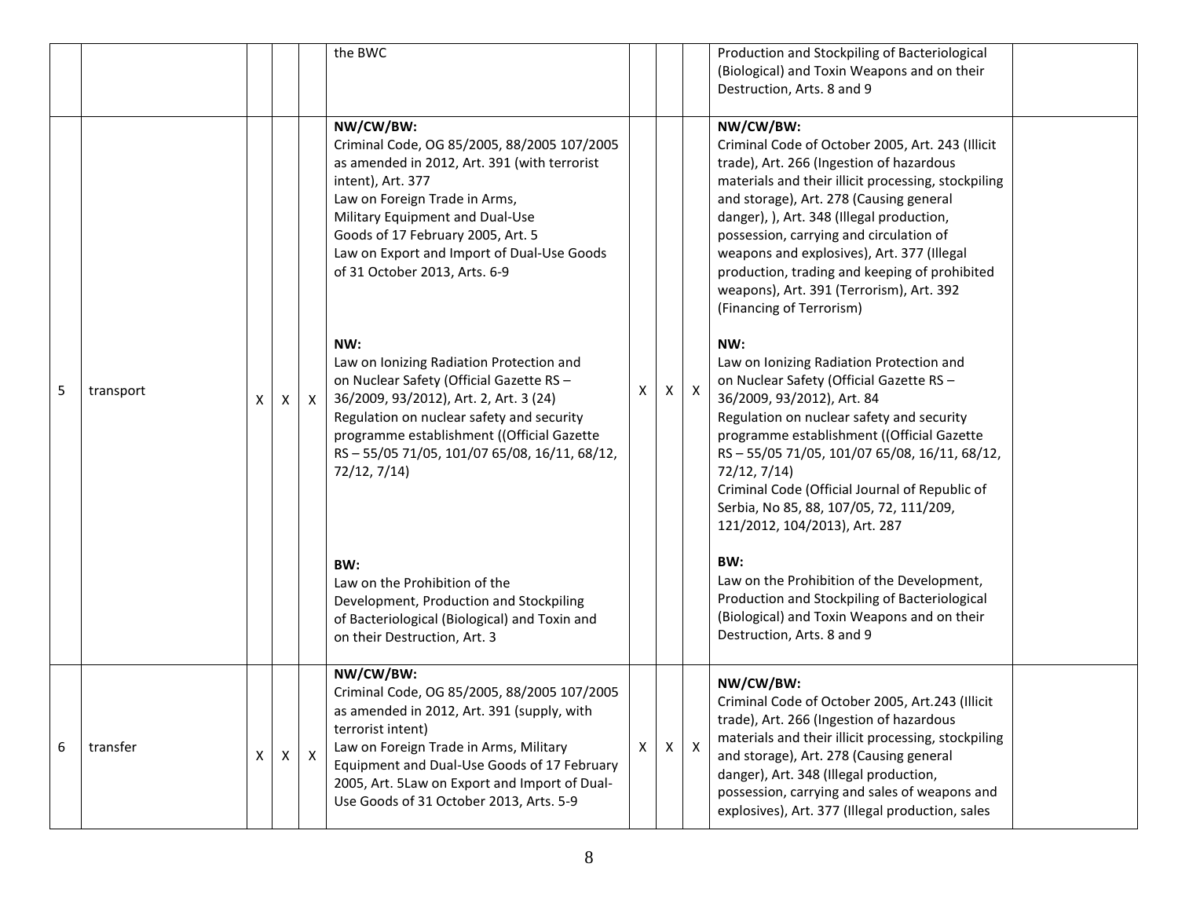| | | | | | | | | | | |
|---|---|---|---|---|---|---|---|---|---|---|
| | | | | | the BWC | | | | Production and Stockpiling of Bacteriological (Biological) and Toxin Weapons and on their Destruction, Arts. 8 and 9 | |
| 5 | transport | X | X | X | **NW/CW/BW:**<br>Criminal Code, OG 85/2005, 88/2005 107/2005 as amended in 2012, Art. 391 (with terrorist intent), Art. 377<br>Law on Foreign Trade in Arms, Military Equipment and Dual-Use Goods of 17 February 2005, Art. 5<br>Law on Export and Import of Dual-Use Goods of 31 October 2013, Arts. 6-9<br><br>**NW:**<br>Law on Ionizing Radiation Protection and on Nuclear Safety (Official Gazette RS – 36/2009, 93/2012), Art. 2, Art. 3 (24)<br>Regulation on nuclear safety and security programme establishment ((Official Gazette RS – 55/05 71/05, 101/07 65/08, 16/11, 68/12, 72/12, 7/14)<br><br>**BW:**<br>Law on the Prohibition of the Development, Production and Stockpiling of Bacteriological (Biological) and Toxin and on their Destruction, Art. 3 | X | X | X | **NW/CW/BW:**<br>Criminal Code of October 2005, Art. 243 (Illicit trade), Art. 266 (Ingestion of hazardous materials and their illicit processing, stockpiling and storage), Art. 278 (Causing general danger), ), Art. 348 (Illegal production, possession, carrying and circulation of weapons and explosives), Art. 377 (Illegal production, trading and keeping of prohibited weapons), Art. 391 (Terrorism), Art. 392 (Financing of Terrorism)<br><br>**NW:**<br>Law on Ionizing Radiation Protection and on Nuclear Safety (Official Gazette RS – 36/2009, 93/2012), Art. 84<br>Regulation on nuclear safety and security programme establishment ((Official Gazette RS – 55/05 71/05, 101/07 65/08, 16/11, 68/12, 72/12, 7/14)<br>Criminal Code (Official Journal of Republic of Serbia, No 85, 88, 107/05, 72, 111/209, 121/2012, 104/2013), Art. 287<br><br>**BW:**<br>Law on the Prohibition of the Development, Production and Stockpiling of Bacteriological (Biological) and Toxin Weapons and on their Destruction, Arts. 8 and 9 | |
| 6 | transfer | X | X | X | **NW/CW/BW:**<br>Criminal Code, OG 85/2005, 88/2005 107/2005 as amended in 2012, Art. 391 (supply, with terrorist intent)<br>Law on Foreign Trade in Arms, Military Equipment and Dual-Use Goods of 17 February 2005, Art. 5Law on Export and Import of Dual-Use Goods of 31 October 2013, Arts. 5-9 | X | X | X | **NW/CW/BW:**<br>Criminal Code of October 2005, Art.243 (Illicit trade), Art. 266 (Ingestion of hazardous materials and their illicit processing, stockpiling and storage), Art. 278 (Causing general danger), Art. 348 (Illegal production, possession, carrying and sales of weapons and explosives), Art. 377 (Illegal production, sales | |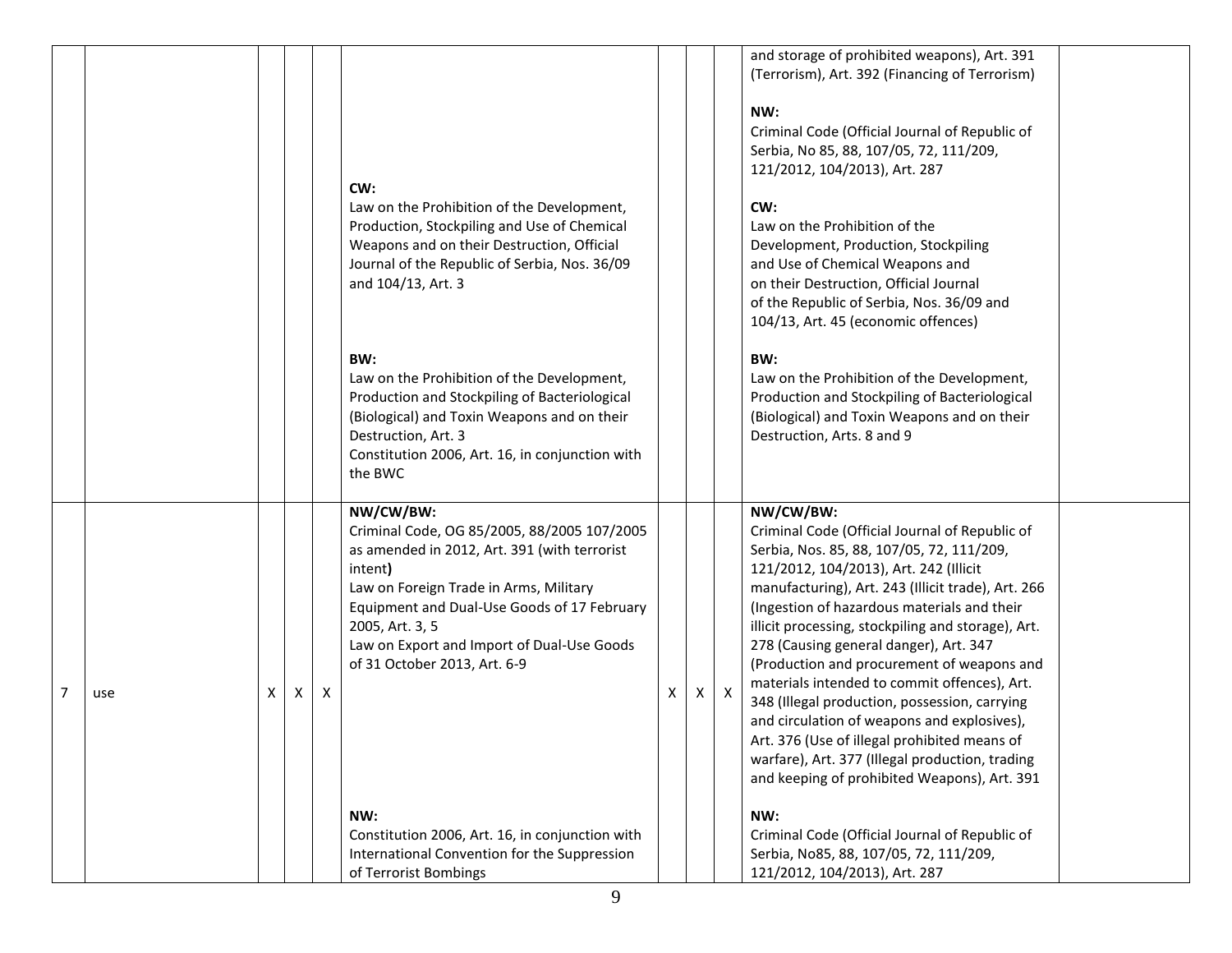|  |  |  |  |  |  |  |  |  |  |  |
|---|---|---|---|---|---|---|---|---|---|---|
|  |  |  |  |  | **CW:**<br>Law on the Prohibition of the Development, Production, Stockpiling and Use of Chemical Weapons and on their Destruction, Official Journal of the Republic of Serbia, Nos. 36/09 and 104/13, Art. 3<br><br>**BW:**<br>Law on the Prohibition of the Development, Production and Stockpiling of Bacteriological (Biological) and Toxin Weapons and on their Destruction, Art. 3<br>Constitution 2006, Art. 16, in conjunction with the BWC |  |  |  | and storage of prohibited weapons), Art. 391 (Terrorism), Art. 392 (Financing of Terrorism)<br><br>**NW:**<br>Criminal Code (Official Journal of Republic of Serbia, No 85, 88, 107/05, 72, 111/209, 121/2012, 104/2013), Art. 287<br><br>**CW:**<br>Law on the Prohibition of the Development, Production, Stockpiling and Use of Chemical Weapons and on their Destruction, Official Journal of the Republic of Serbia, Nos. 36/09 and 104/13, Art. 45 (economic offences)<br><br>**BW:**<br>Law on the Prohibition of the Development, Production and Stockpiling of Bacteriological (Biological) and Toxin Weapons and on their Destruction, Arts. 8 and 9 |  |
| 7 | use | X | X | X | **NW/CW/BW:**<br>Criminal Code, OG 85/2005, 88/2005 107/2005 as amended in 2012, Art. 391 (with terrorist intent**)**<br>Law on Foreign Trade in Arms, Military Equipment and Dual-Use Goods of 17 February 2005, Art. 3, 5<br>Law on Export and Import of Dual-Use Goods of 31 October 2013, Art. 6-9<br><br>**NW:**<br>Constitution 2006, Art. 16, in conjunction with International Convention for the Suppression of Terrorist Bombings | X | X | X | **NW/CW/BW:**<br>Criminal Code (Official Journal of Republic of Serbia, Nos. 85, 88, 107/05, 72, 111/209, 121/2012, 104/2013), Art. 242 (Illicit manufacturing), Art. 243 (Illicit trade), Art. 266 (Ingestion of hazardous materials and their illicit processing, stockpiling and storage), Art. 278 (Causing general danger), Art. 347 (Production and procurement of weapons and materials intended to commit offences), Art. 348 (Illegal production, possession, carrying and circulation of weapons and explosives), Art. 376 (Use of illegal prohibited means of warfare), Art. 377 (Illegal production, trading and keeping of prohibited Weapons), Art. 391<br><br>**NW:**<br>Criminal Code (Official Journal of Republic of Serbia, No85, 88, 107/05, 72, 111/209, 121/2012, 104/2013), Art. 287 |  |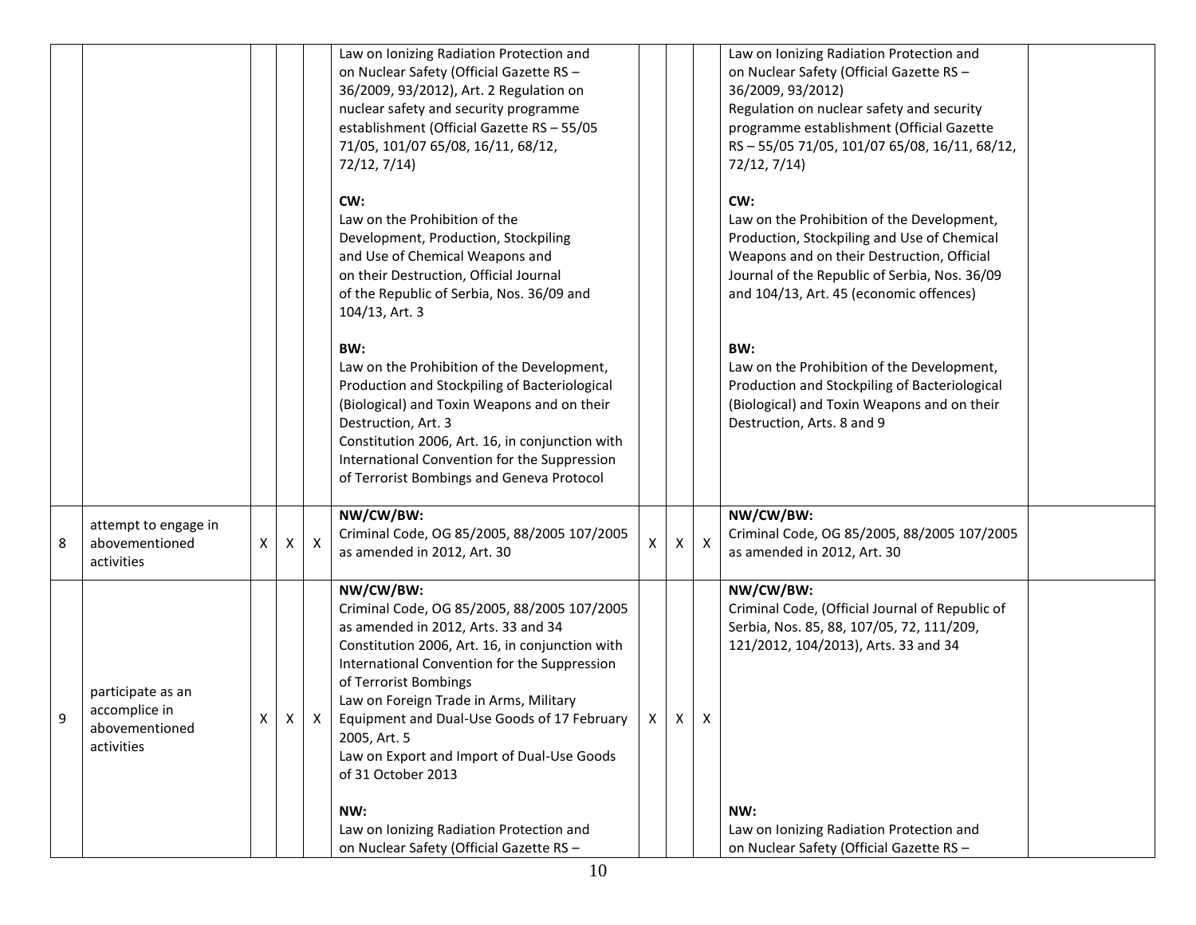| | | | | | | | | | | |
|---|---|---|---|---|---|---|---|---|---|---|
| | | | | | Law on Ionizing Radiation Protection and on Nuclear Safety (Official Gazette RS – 36/2009, 93/2012), Art. 2 Regulation on nuclear safety and security programme establishment (Official Gazette RS – 55/05 71/05, 101/07 65/08, 16/11, 68/12, 72/12, 7/14)<br><br>**CW:**<br>Law on the Prohibition of the Development, Production, Stockpiling and Use of Chemical Weapons and on their Destruction, Official Journal of the Republic of Serbia, Nos. 36/09 and 104/13, Art. 3<br><br>**BW:**<br>Law on the Prohibition of the Development, Production and Stockpiling of Bacteriological (Biological) and Toxin Weapons and on their Destruction, Art. 3<br>Constitution 2006, Art. 16, in conjunction with International Convention for the Suppression of Terrorist Bombings and Geneva Protocol | | | | Law on Ionizing Radiation Protection and on Nuclear Safety (Official Gazette RS – 36/2009, 93/2012)<br>Regulation on nuclear safety and security programme establishment (Official Gazette RS – 55/05 71/05, 101/07 65/08, 16/11, 68/12, 72/12, 7/14)<br><br>**CW:**<br>Law on the Prohibition of the Development, Production, Stockpiling and Use of Chemical Weapons and on their Destruction, Official Journal of the Republic of Serbia, Nos. 36/09 and 104/13, Art. 45 (economic offences)<br><br>**BW:**<br>Law on the Prohibition of the Development, Production and Stockpiling of Bacteriological (Biological) and Toxin Weapons and on their Destruction, Arts. 8 and 9 | |
| 8 | attempt to engage in abovementioned activities | X | X | X | **NW/CW/BW:**<br>Criminal Code, OG 85/2005, 88/2005 107/2005 as amended in 2012, Art. 30 | X | X | X | **NW/CW/BW:**<br>Criminal Code, OG 85/2005, 88/2005 107/2005 as amended in 2012, Art. 30 | |
| 9 | participate as an accomplice in abovementioned activities | X | X | X | **NW/CW/BW:**<br>Criminal Code, OG 85/2005, 88/2005 107/2005 as amended in 2012, Arts. 33 and 34<br>Constitution 2006, Art. 16, in conjunction with International Convention for the Suppression of Terrorist Bombings<br>Law on Foreign Trade in Arms, Military Equipment and Dual-Use Goods of 17 February 2005, Art. 5<br>Law on Export and Import of Dual-Use Goods of 31 October 2013<br><br>**NW:**<br>Law on Ionizing Radiation Protection and on Nuclear Safety (Official Gazette RS – | X | X | X | **NW/CW/BW:**<br>Criminal Code, (Official Journal of Republic of Serbia, Nos. 85, 88, 107/05, 72, 111/209, 121/2012, 104/2013), Arts. 33 and 34<br><br>**NW:**<br>Law on Ionizing Radiation Protection and on Nuclear Safety (Official Gazette RS – | |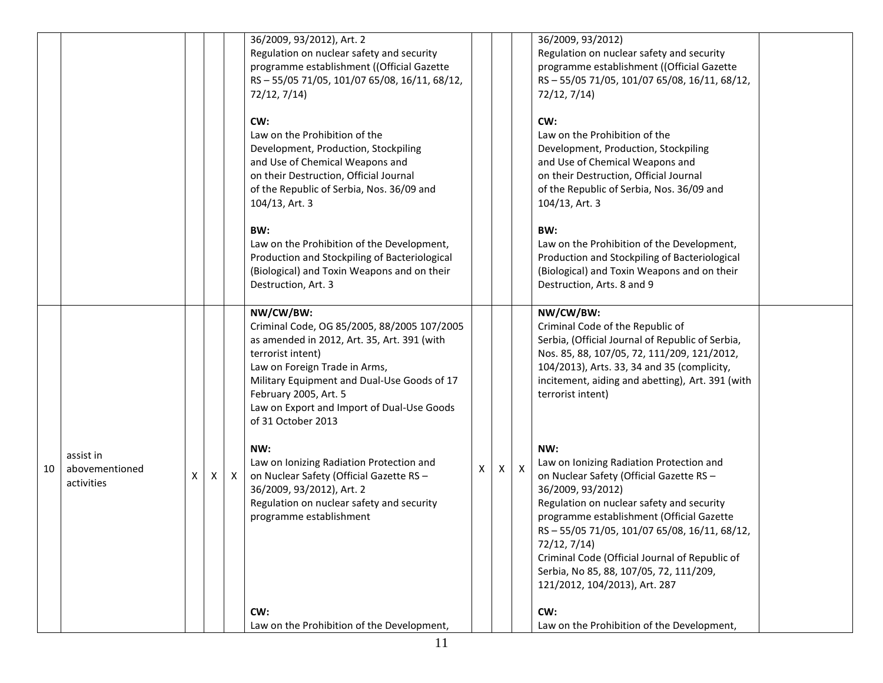|  |  |  |  |  |  |  |  |  |  |  |
|---|---|---|---|---|---|---|---|---|---|---|
|  |  |  |  |  | 36/2009, 93/2012), Art. 2<br>Regulation on nuclear safety and security programme establishment ((Official Gazette RS – 55/05 71/05, 101/07 65/08, 16/11, 68/12, 72/12, 7/14)<br><br>**CW:**<br>Law on the Prohibition of the Development, Production, Stockpiling and Use of Chemical Weapons and on their Destruction, Official Journal of the Republic of Serbia, Nos. 36/09 and 104/13, Art. 3<br><br>**BW:**<br>Law on the Prohibition of the Development, Production and Stockpiling of Bacteriological (Biological) and Toxin Weapons and on their Destruction, Art. 3 |  |  |  | 36/2009, 93/2012)<br>Regulation on nuclear safety and security programme establishment ((Official Gazette RS – 55/05 71/05, 101/07 65/08, 16/11, 68/12, 72/12, 7/14)<br><br>**CW:**<br>Law on the Prohibition of the Development, Production, Stockpiling and Use of Chemical Weapons and on their Destruction, Official Journal of the Republic of Serbia, Nos. 36/09 and 104/13, Art. 3<br><br>**BW:**<br>Law on the Prohibition of the Development, Production and Stockpiling of Bacteriological (Biological) and Toxin Weapons and on their Destruction, Arts. 8 and 9 |  |
| 10 | assist in abovementioned activities | X | X | X | **NW/CW/BW:**<br>Criminal Code, OG 85/2005, 88/2005 107/2005 as amended in 2012, Art. 35, Art. 391 (with terrorist intent)<br>Law on Foreign Trade in Arms, Military Equipment and Dual-Use Goods of 17 February 2005, Art. 5<br>Law on Export and Import of Dual-Use Goods of 31 October 2013<br><br>**NW:**<br>Law on Ionizing Radiation Protection and on Nuclear Safety (Official Gazette RS – 36/2009, 93/2012), Art. 2<br>Regulation on nuclear safety and security programme establishment<br><br>**CW:**<br>Law on the Prohibition of the Development, | X | X | X | **NW/CW/BW:**<br>Criminal Code of the Republic of Serbia, (Official Journal of Republic of Serbia, Nos. 85, 88, 107/05, 72, 111/209, 121/2012, 104/2013), Arts. 33, 34 and 35 (complicity, incitement, aiding and abetting), Art. 391 (with terrorist intent)<br><br>**NW:**<br>Law on Ionizing Radiation Protection and on Nuclear Safety (Official Gazette RS – 36/2009, 93/2012)<br>Regulation on nuclear safety and security programme establishment (Official Gazette RS – 55/05 71/05, 101/07 65/08, 16/11, 68/12, 72/12, 7/14)<br>Criminal Code (Official Journal of Republic of Serbia, No 85, 88, 107/05, 72, 111/209, 121/2012, 104/2013), Art. 287<br><br>**CW:**<br>Law on the Prohibition of the Development, |  |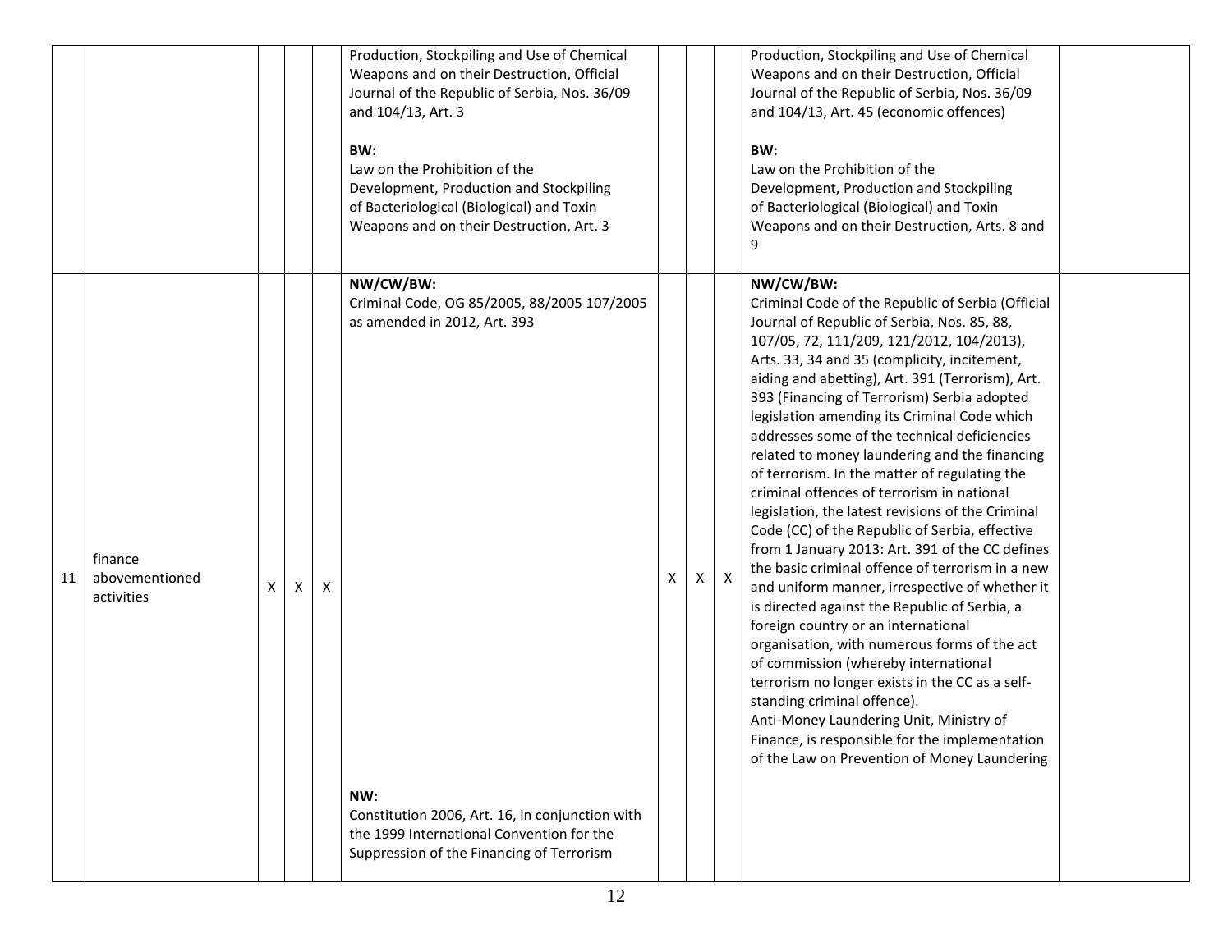|  |  |  |  |  |  |  |  |  |  |  |
|---|---|---|---|---|---|---|---|---|---|---|
|  |  |  |  |  | Production, Stockpiling and Use of Chemical Weapons and on their Destruction, Official Journal of the Republic of Serbia, Nos. 36/09 and 104/13, Art. 3<br><br>**BW:**<br>Law on the Prohibition of the Development, Production and Stockpiling of Bacteriological (Biological) and Toxin Weapons and on their Destruction, Art. 3 |  |  |  | Production, Stockpiling and Use of Chemical Weapons and on their Destruction, Official Journal of the Republic of Serbia, Nos. 36/09 and 104/13, Art. 45 (economic offences)<br><br>**BW:**<br>Law on the Prohibition of the Development, Production and Stockpiling of Bacteriological (Biological) and Toxin Weapons and on their Destruction, Arts. 8 and 9 |  |
| 11 | finance abovementioned activities | X | X | X | **NW/CW/BW:**<br>Criminal Code, OG 85/2005, 88/2005 107/2005 as amended in 2012, Art. 393<br><br>**NW:**<br>Constitution 2006, Art. 16, in conjunction with the 1999 International Convention for the Suppression of the Financing of Terrorism | X | X | X | **NW/CW/BW:**<br>Criminal Code of the Republic of Serbia (Official Journal of Republic of Serbia, Nos. 85, 88, 107/05, 72, 111/209, 121/2012, 104/2013), Arts. 33, 34 and 35 (complicity, incitement, aiding and abetting), Art. 391 (Terrorism), Art. 393 (Financing of Terrorism) Serbia adopted legislation amending its Criminal Code which addresses some of the technical deficiencies related to money laundering and the financing of terrorism. In the matter of regulating the criminal offences of terrorism in national legislation, the latest revisions of the Criminal Code (CC) of the Republic of Serbia, effective from 1 January 2013: Art. 391 of the CC defines the basic criminal offence of terrorism in a new and uniform manner, irrespective of whether it is directed against the Republic of Serbia, a foreign country or an international organisation, with numerous forms of the act of commission (whereby international terrorism no longer exists in the CC as a self-standing criminal offence).<br>Anti-Money Laundering Unit, Ministry of Finance, is responsible for the implementation of the Law on Prevention of Money Laundering |  |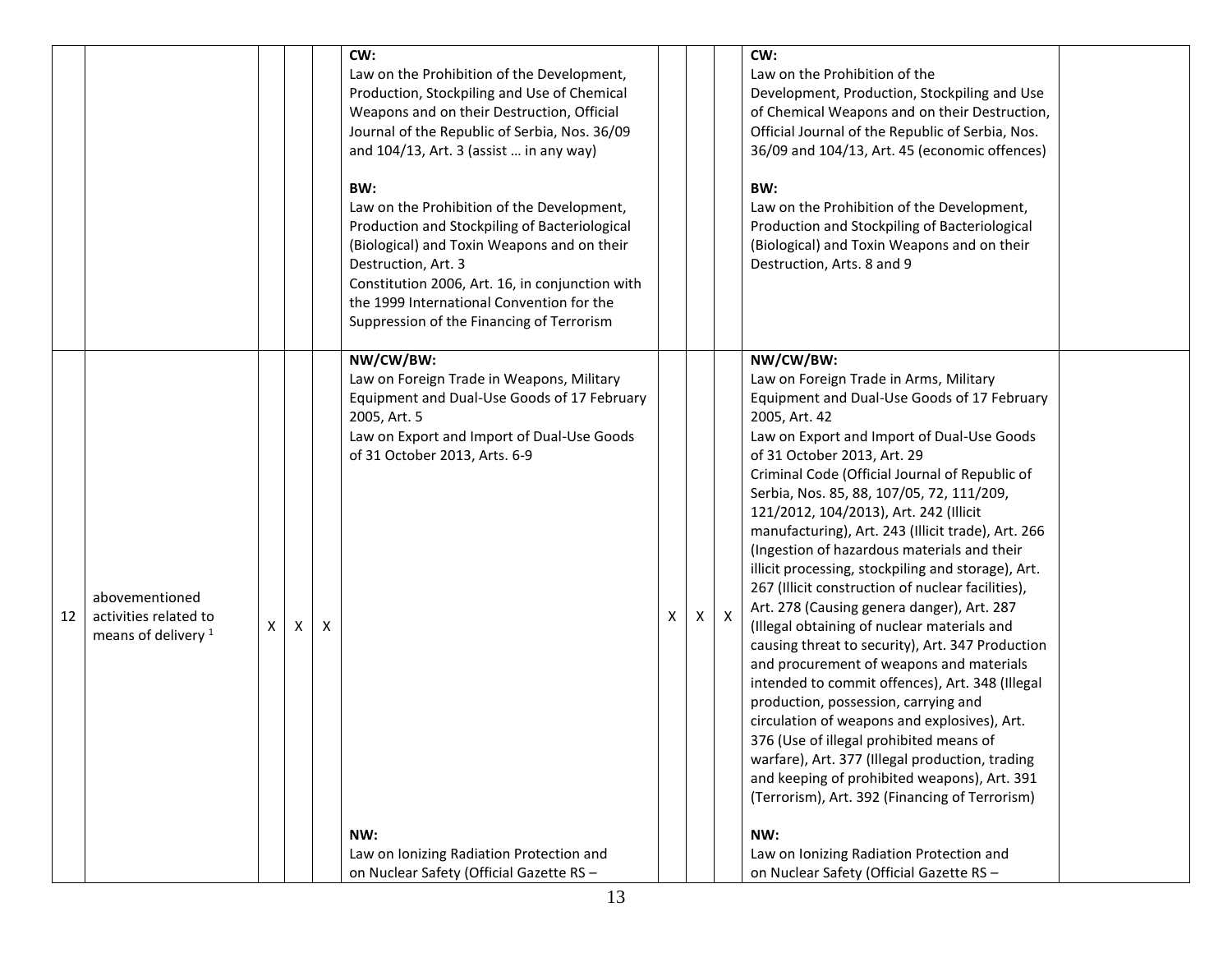| | | | | | | | | | | |
|---|---|---|---|---|---|---|---|---|---|---|
| | | | | | **CW:** Law on the Prohibition of the Development, Production, Stockpiling and Use of Chemical Weapons and on their Destruction, Official Journal of the Republic of Serbia, Nos. 36/09 and 104/13, Art. 3 (assist … in any way)<br><br>**BW:** Law on the Prohibition of the Development, Production and Stockpiling of Bacteriological (Biological) and Toxin Weapons and on their Destruction, Art. 3<br>Constitution 2006, Art. 16, in conjunction with the 1999 International Convention for the Suppression of the Financing of Terrorism | | | | **CW:** Law on the Prohibition of the Development, Production, Stockpiling and Use of Chemical Weapons and on their Destruction, Official Journal of the Republic of Serbia, Nos. 36/09 and 104/13, Art. 45 (economic offences)<br><br>**BW:** Law on the Prohibition of the Development, Production and Stockpiling of Bacteriological (Biological) and Toxin Weapons and on their Destruction, Arts. 8 and 9 | |
| 12 | abovementioned activities related to means of delivery [1] | X | X | X | **NW/CW/BW:** Law on Foreign Trade in Weapons, Military Equipment and Dual-Use Goods of 17 February 2005, Art. 5<br>Law on Export and Import of Dual-Use Goods of 31 October 2013, Arts. 6-9<br><br>**NW:** Law on Ionizing Radiation Protection and on Nuclear Safety (Official Gazette RS – | X | X | X | **NW/CW/BW:** Law on Foreign Trade in Arms, Military Equipment and Dual-Use Goods of 17 February 2005, Art. 42<br>Law on Export and Import of Dual-Use Goods of 31 October 2013, Art. 29<br>Criminal Code (Official Journal of Republic of Serbia, Nos. 85, 88, 107/05, 72, 111/209, 121/2012, 104/2013), Art. 242 (Illicit manufacturing), Art. 243 (Illicit trade), Art. 266 (Ingestion of hazardous materials and their illicit processing, stockpiling and storage), Art. 267 (Illicit construction of nuclear facilities), Art. 278 (Causing genera danger), Art. 287 (Illegal obtaining of nuclear materials and causing threat to security), Art. 347 Production and procurement of weapons and materials intended to commit offences), Art. 348 (Illegal production, possession, carrying and circulation of weapons and explosives), Art. 376 (Use of illegal prohibited means of warfare), Art. 377 (Illegal production, trading and keeping of prohibited weapons), Art. 391 (Terrorism), Art. 392 (Financing of Terrorism)<br><br>**NW:** Law on Ionizing Radiation Protection and on Nuclear Safety (Official Gazette RS – | |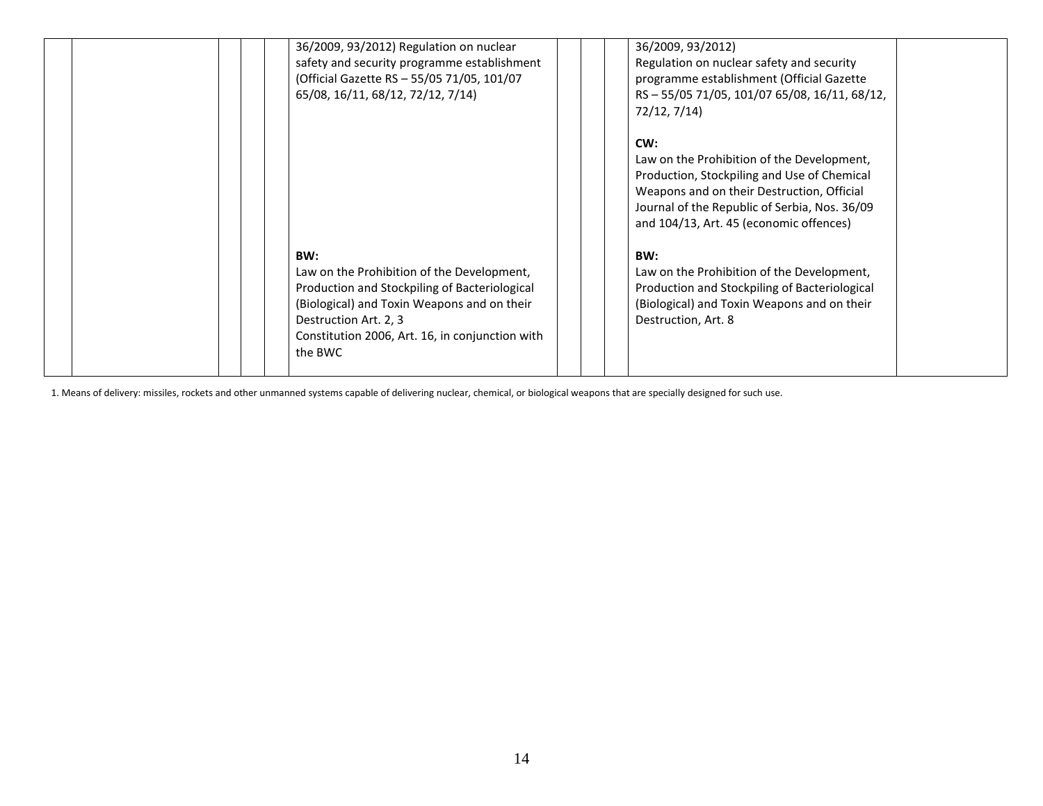| | | | | | | | | | | |
|---|---|---|---|---|---|---|---|---|---|---|
| | | | | | 36/2009, 93/2012) Regulation on nuclear safety and security programme establishment (Official Gazette RS – 55/05 71/05, 101/07 65/08, 16/11, 68/12, 72/12, 7/14)<br><br>**BW:**<br>Law on the Prohibition of the Development, Production and Stockpiling of Bacteriological (Biological) and Toxin Weapons and on their Destruction Art. 2, 3<br>Constitution 2006, Art. 16, in conjunction with the BWC | | | | 36/2009, 93/2012)<br>Regulation on nuclear safety and security programme establishment (Official Gazette RS – 55/05 71/05, 101/07 65/08, 16/11, 68/12, 72/12, 7/14)<br><br>**CW:**<br>Law on the Prohibition of the Development, Production, Stockpiling and Use of Chemical Weapons and on their Destruction, Official Journal of the Republic of Serbia, Nos. 36/09 and 104/13, Art. 45 (economic offences)<br><br>**BW:**<br>Law on the Prohibition of the Development, Production and Stockpiling of Bacteriological (Biological) and Toxin Weapons and on their Destruction, Art. 8 | |

1. Means of delivery: missiles, rockets and other unmanned systems capable of delivering nuclear, chemical, or biological weapons that are specially designed for such use.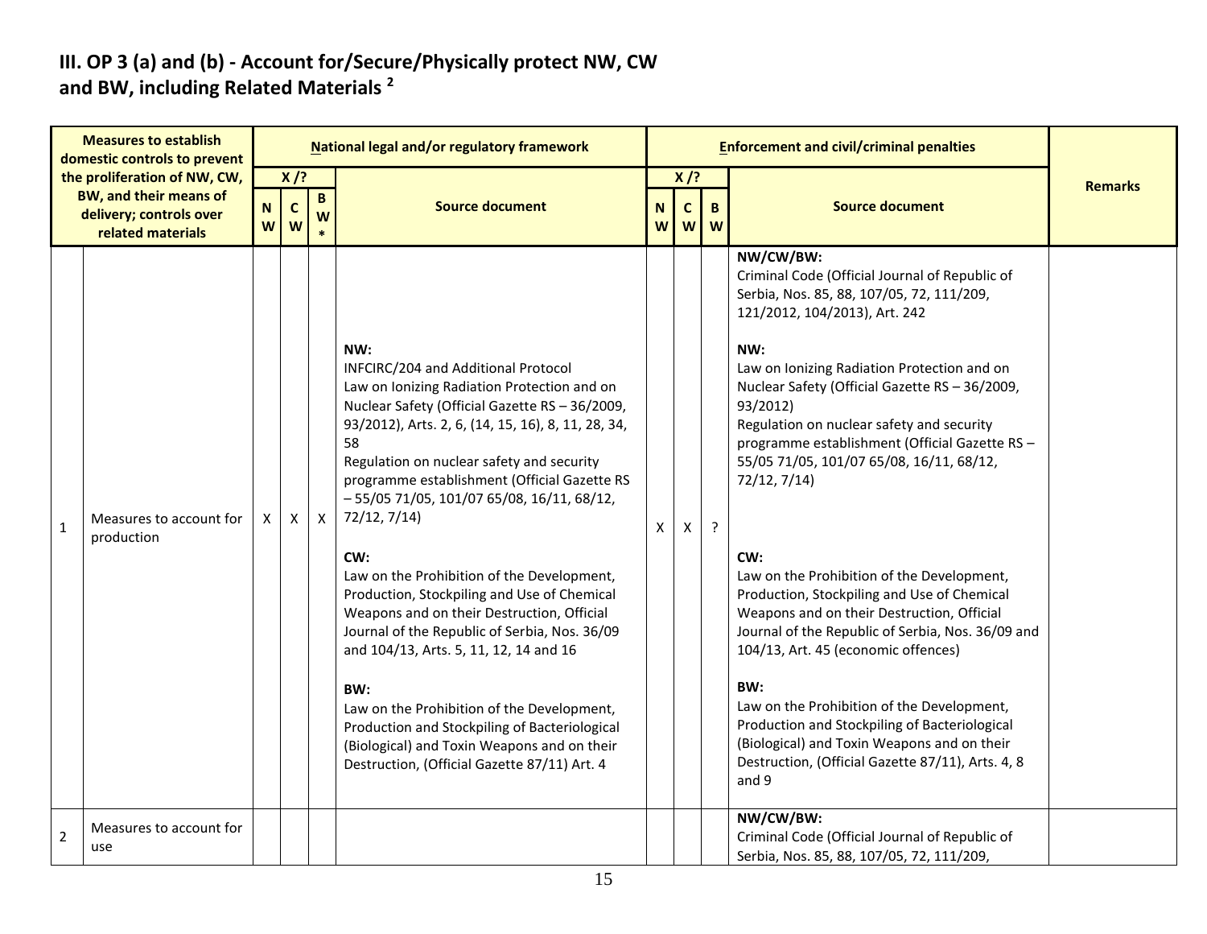## III. OP 3 (a) and (b) - Account for/Secure/Physically protect NW, CW and BW, including Related Materials [2]

| Measures to establish domestic controls to prevent the proliferation of NW, CW, BW, and their means of delivery; controls over related materials | | National legal and/or regulatory framework | | | | Enforcement and civil/criminal penalties | | | | Remarks |
|---|---|---|---|---|---|---|---|---|---|---|
| | | X /? | | | Source document | X /? | | | Source document | |
| | | NW | CW | BW* | | NW | CW | BW | | |
| 1 | Measures to account for production | X | X | X | **NW:**<br>INFCIRC/204 and Additional Protocol<br>Law on Ionizing Radiation Protection and on Nuclear Safety (Official Gazette RS – 36/2009, 93/2012), Arts. 2, 6, (14, 15, 16), 8, 11, 28, 34, 58<br>Regulation on nuclear safety and security programme establishment (Official Gazette RS – 55/05 71/05, 101/07 65/08, 16/11, 68/12, 72/12, 7/14)<br><br>**CW:**<br>Law on the Prohibition of the Development, Production, Stockpiling and Use of Chemical Weapons and on their Destruction, Official Journal of the Republic of Serbia, Nos. 36/09 and 104/13, Arts. 5, 11, 12, 14 and 16<br><br>**BW:**<br>Law on the Prohibition of the Development, Production and Stockpiling of Bacteriological (Biological) and Toxin Weapons and on their Destruction, (Official Gazette 87/11) Art. 4 | X | X | ? | **NW/CW/BW:**<br>Criminal Code (Official Journal of Republic of Serbia, Nos. 85, 88, 107/05, 72, 111/209, 121/2012, 104/2013), Art. 242<br><br>**NW:**<br>Law on Ionizing Radiation Protection and on Nuclear Safety (Official Gazette RS – 36/2009, 93/2012)<br>Regulation on nuclear safety and security programme establishment (Official Gazette RS – 55/05 71/05, 101/07 65/08, 16/11, 68/12, 72/12, 7/14)<br><br>**CW:**<br>Law on the Prohibition of the Development, Production, Stockpiling and Use of Chemical Weapons and on their Destruction, Official Journal of the Republic of Serbia, Nos. 36/09 and 104/13, Art. 45 (economic offences)<br><br>**BW:**<br>Law on the Prohibition of the Development, Production and Stockpiling of Bacteriological (Biological) and Toxin Weapons and on their Destruction, (Official Gazette 87/11), Arts. 4, 8 and 9 | |
| 2 | Measures to account for use | | | | | | | | **NW/CW/BW:**<br>Criminal Code (Official Journal of Republic of Serbia, Nos. 85, 88, 107/05, 72, 111/209, | |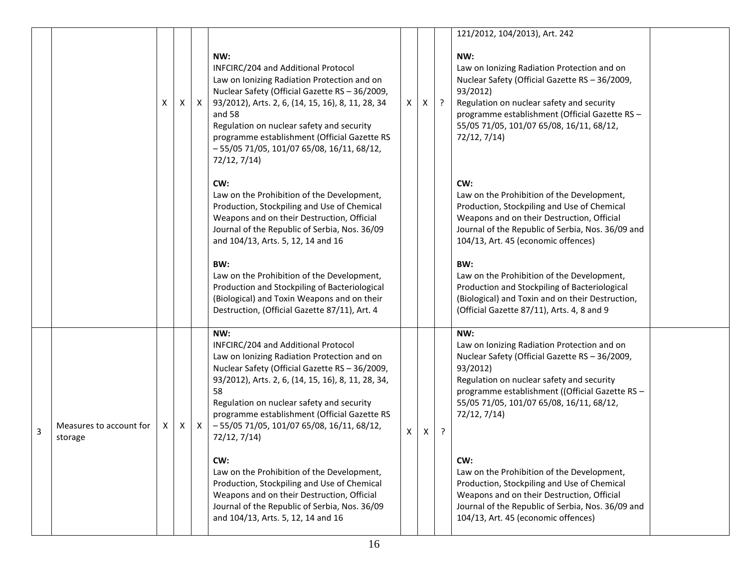| | | | | | | | | | | |
|---|---|---|---|---|---|---|---|---|---|---|
| | | X | X | X | **NW:**<br>INFCIRC/204 and Additional Protocol<br>Law on Ionizing Radiation Protection and on Nuclear Safety (Official Gazette RS – 36/2009, 93/2012), Arts. 2, 6, (14, 15, 16), 8, 11, 28, 34 and 58<br>Regulation on nuclear safety and security programme establishment (Official Gazette RS – 55/05 71/05, 101/07 65/08, 16/11, 68/12, 72/12, 7/14)<br><br>**CW:**<br>Law on the Prohibition of the Development, Production, Stockpiling and Use of Chemical Weapons and on their Destruction, Official Journal of the Republic of Serbia, Nos. 36/09 and 104/13, Arts. 5, 12, 14 and 16<br><br>**BW:**<br>Law on the Prohibition of the Development, Production and Stockpiling of Bacteriological (Biological) and Toxin Weapons and on their Destruction, (Official Gazette 87/11), Art. 4 | X | X | ? | 121/2012, 104/2013), Art. 242<br><br>**NW:**<br>Law on Ionizing Radiation Protection and on Nuclear Safety (Official Gazette RS – 36/2009, 93/2012)<br>Regulation on nuclear safety and security programme establishment (Official Gazette RS – 55/05 71/05, 101/07 65/08, 16/11, 68/12, 72/12, 7/14)<br><br>**CW:**<br>Law on the Prohibition of the Development, Production, Stockpiling and Use of Chemical Weapons and on their Destruction, Official Journal of the Republic of Serbia, Nos. 36/09 and 104/13, Art. 45 (economic offences)<br><br>**BW:**<br>Law on the Prohibition of the Development, Production and Stockpiling of Bacteriological (Biological) and Toxin and on their Destruction, (Official Gazette 87/11), Arts. 4, 8 and 9 | |
| 3 | Measures to account for storage | X | X | X | **NW:**<br>INFCIRC/204 and Additional Protocol<br>Law on Ionizing Radiation Protection and on Nuclear Safety (Official Gazette RS – 36/2009, 93/2012), Arts. 2, 6, (14, 15, 16), 8, 11, 28, 34, 58<br>Regulation on nuclear safety and security programme establishment (Official Gazette RS – 55/05 71/05, 101/07 65/08, 16/11, 68/12, 72/12, 7/14)<br><br>**CW:**<br>Law on the Prohibition of the Development, Production, Stockpiling and Use of Chemical Weapons and on their Destruction, Official Journal of the Republic of Serbia, Nos. 36/09 and 104/13, Arts. 5, 12, 14 and 16 | X | X | ? | **NW:**<br>Law on Ionizing Radiation Protection and on Nuclear Safety (Official Gazette RS – 36/2009, 93/2012)<br>Regulation on nuclear safety and security programme establishment ((Official Gazette RS – 55/05 71/05, 101/07 65/08, 16/11, 68/12, 72/12, 7/14)<br><br>**CW:**<br>Law on the Prohibition of the Development, Production, Stockpiling and Use of Chemical Weapons and on their Destruction, Official Journal of the Republic of Serbia, Nos. 36/09 and 104/13, Art. 45 (economic offences) | |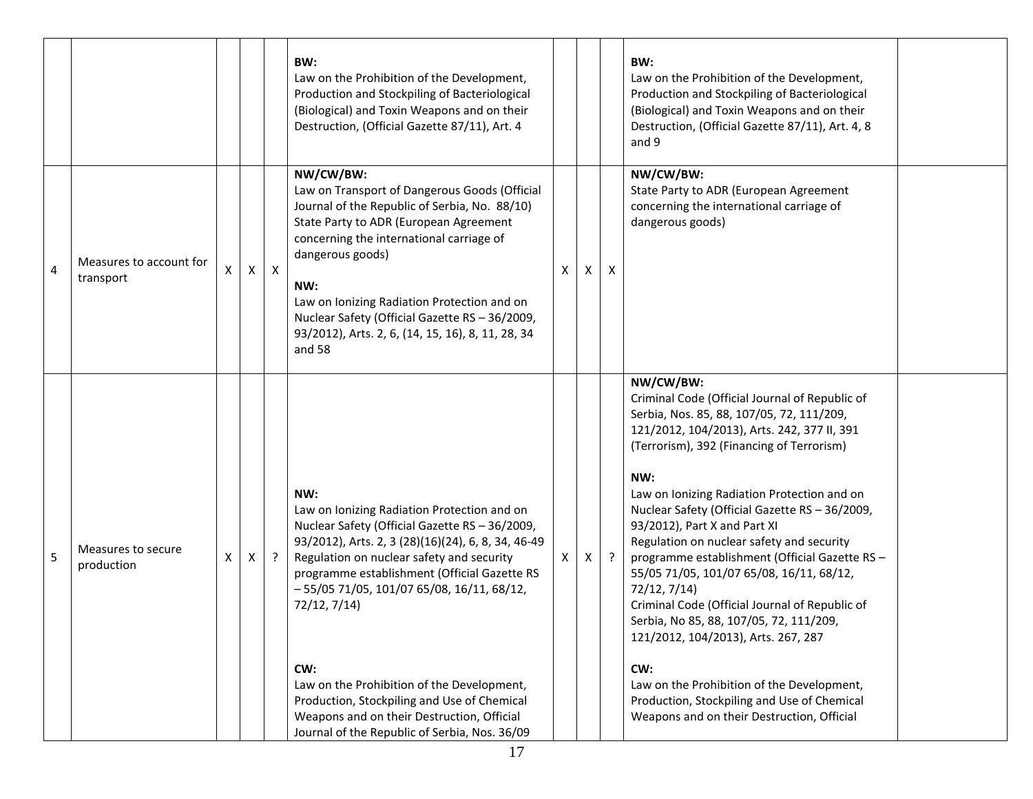| | | | | | | | | | | |
|---|---|---|---|---|---|---|---|---|---|---|
| | | | | | **BW:**<br>Law on the Prohibition of the Development, Production and Stockpiling of Bacteriological (Biological) and Toxin Weapons and on their Destruction, (Official Gazette 87/11), Art. 4 | | | | **BW:**<br>Law on the Prohibition of the Development, Production and Stockpiling of Bacteriological (Biological) and Toxin Weapons and on their Destruction, (Official Gazette 87/11), Art. 4, 8 and 9 | |
| 4 | Measures to account for transport | X | X | X | **NW/CW/BW:**<br>Law on Transport of Dangerous Goods (Official Journal of the Republic of Serbia, No. 88/10)<br>State Party to ADR (European Agreement concerning the international carriage of dangerous goods)<br><br>**NW:**<br>Law on Ionizing Radiation Protection and on Nuclear Safety (Official Gazette RS – 36/2009, 93/2012), Arts. 2, 6, (14, 15, 16), 8, 11, 28, 34 and 58 | X | X | X | **NW/CW/BW:**<br>State Party to ADR (European Agreement concerning the international carriage of dangerous goods) | |
| 5 | Measures to secure production | X | X | ? | **NW:**<br>Law on Ionizing Radiation Protection and on Nuclear Safety (Official Gazette RS – 36/2009, 93/2012), Arts. 2, 3 (28)(16)(24), 6, 8, 34, 46-49<br>Regulation on nuclear safety and security programme establishment (Official Gazette RS – 55/05 71/05, 101/07 65/08, 16/11, 68/12, 72/12, 7/14)<br><br>**CW:**<br>Law on the Prohibition of the Development, Production, Stockpiling and Use of Chemical Weapons and on their Destruction, Official Journal of the Republic of Serbia, Nos. 36/09 | X | X | ? | **NW/CW/BW:**<br>Criminal Code (Official Journal of Republic of Serbia, Nos. 85, 88, 107/05, 72, 111/209, 121/2012, 104/2013), Arts. 242, 377 II, 391 (Terrorism), 392 (Financing of Terrorism)<br><br>**NW:**<br>Law on Ionizing Radiation Protection and on Nuclear Safety (Official Gazette RS – 36/2009, 93/2012), Part X and Part XI<br>Regulation on nuclear safety and security programme establishment (Official Gazette RS – 55/05 71/05, 101/07 65/08, 16/11, 68/12, 72/12, 7/14)<br>Criminal Code (Official Journal of Republic of Serbia, No 85, 88, 107/05, 72, 111/209, 121/2012, 104/2013), Arts. 267, 287<br><br>**CW:**<br>Law on the Prohibition of the Development, Production, Stockpiling and Use of Chemical Weapons and on their Destruction, Official | |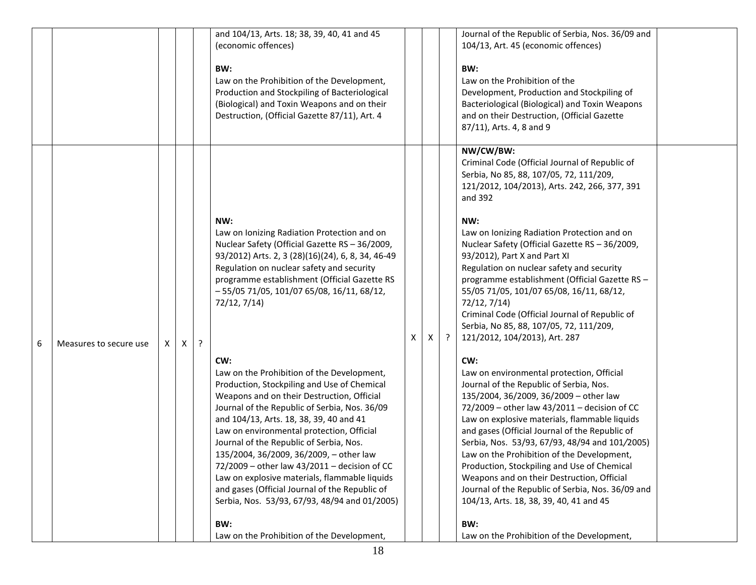| | | | | | | | | | | |
|---|---|---|---|---|---|---|---|---|---|---|
| | | | | | and 104/13, Arts. 18; 38, 39, 40, 41 and 45 (economic offences)<br><br>**BW:**<br>Law on the Prohibition of the Development, Production and Stockpiling of Bacteriological (Biological) and Toxin Weapons and on their Destruction, (Official Gazette 87/11), Art. 4 | | | | Journal of the Republic of Serbia, Nos. 36/09 and 104/13, Art. 45 (economic offences)<br><br>**BW:**<br>Law on the Prohibition of the Development, Production and Stockpiling of Bacteriological (Biological) and Toxin Weapons and on their Destruction, (Official Gazette 87/11), Arts. 4, 8 and 9 | |
| 6 | Measures to secure use | X | X | ? | **NW:**<br>Law on Ionizing Radiation Protection and on Nuclear Safety (Official Gazette RS – 36/2009, 93/2012) Arts. 2, 3 (28)(16)(24), 6, 8, 34, 46-49<br>Regulation on nuclear safety and security programme establishment (Official Gazette RS – 55/05 71/05, 101/07 65/08, 16/11, 68/12, 72/12, 7/14)<br><br>**CW:**<br>Law on the Prohibition of the Development, Production, Stockpiling and Use of Chemical Weapons and on their Destruction, Official Journal of the Republic of Serbia, Nos. 36/09 and 104/13, Arts. 18, 38, 39, 40 and 41<br>Law on environmental protection, Official Journal of the Republic of Serbia, Nos. 135/2004, 36/2009, 36/2009, – other law 72/2009 – other law 43/2011 – decision of CC<br>Law on explosive materials, flammable liquids and gases (Official Journal of the Republic of Serbia, Nos. 53/93, 67/93, 48/94 and 01/2005)<br><br>**BW:**<br>Law on the Prohibition of the Development, | X | X | ? | **NW/CW/BW:**<br>Criminal Code (Official Journal of Republic of Serbia, No 85, 88, 107/05, 72, 111/209, 121/2012, 104/2013), Arts. 242, 266, 377, 391 and 392<br><br>**NW:**<br>Law on Ionizing Radiation Protection and on Nuclear Safety (Official Gazette RS – 36/2009, 93/2012), Part X and Part XI<br>Regulation on nuclear safety and security programme establishment (Official Gazette RS – 55/05 71/05, 101/07 65/08, 16/11, 68/12, 72/12, 7/14)<br>Criminal Code (Official Journal of Republic of Serbia, No 85, 88, 107/05, 72, 111/209, 121/2012, 104/2013), Art. 287<br><br>**CW:**<br>Law on environmental protection, Official Journal of the Republic of Serbia, Nos. 135/2004, 36/2009, 36/2009 – other law 72/2009 – other law 43/2011 – decision of CC<br>Law on explosive materials, flammable liquids and gases (Official Journal of the Republic of Serbia, Nos. 53/93, 67/93, 48/94 and 101/2005)<br>Law on the Prohibition of the Development, Production, Stockpiling and Use of Chemical Weapons and on their Destruction, Official Journal of the Republic of Serbia, Nos. 36/09 and 104/13, Arts. 18, 38, 39, 40, 41 and 45<br><br>**BW:**<br>Law on the Prohibition of the Development, | |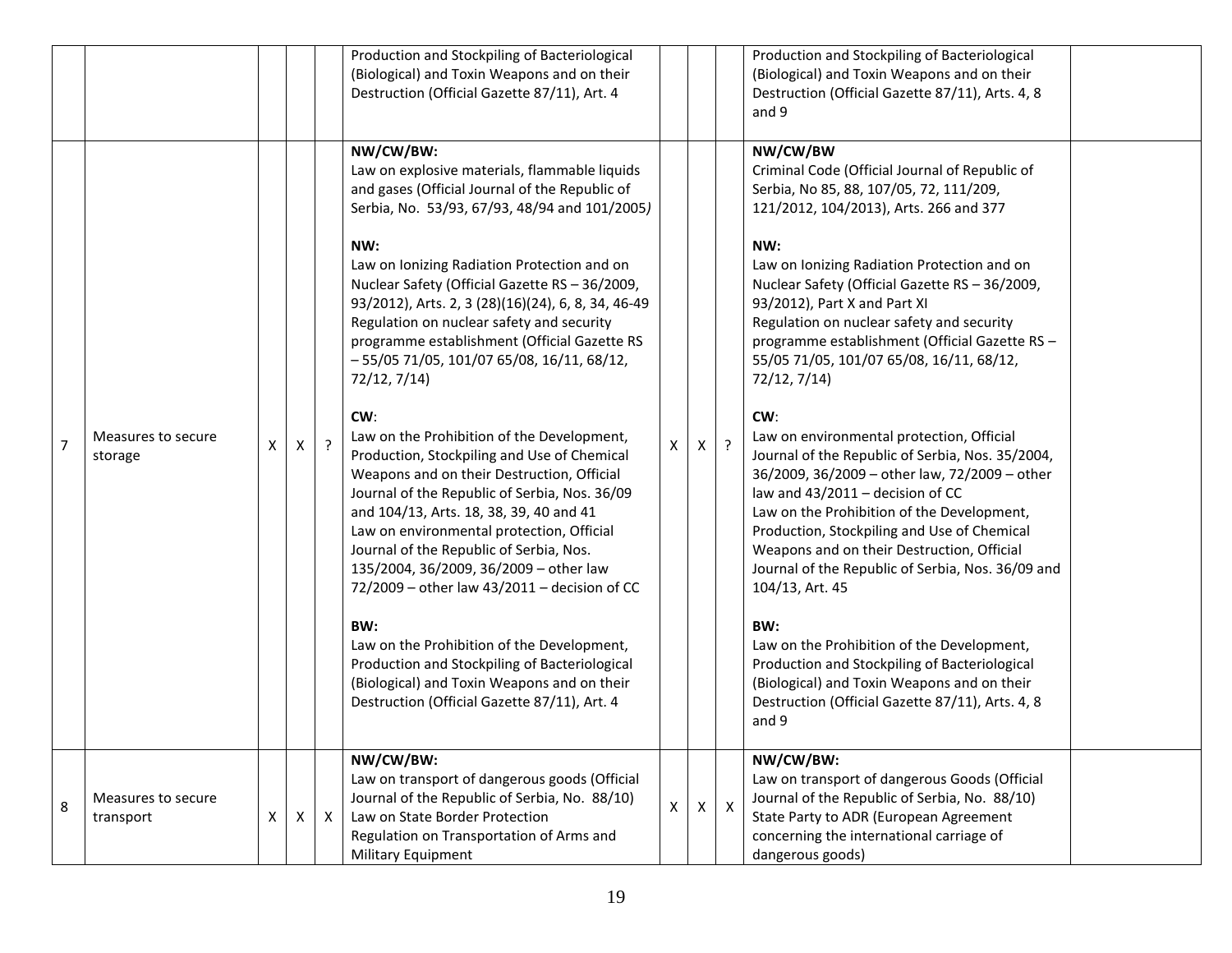| | | | | | | | | | | |
|---|---|---|---|---|---|---|---|---|---|---|
| | | | | | Production and Stockpiling of Bacteriological (Biological) and Toxin Weapons and on their Destruction (Official Gazette 87/11), Art. 4 | | | | Production and Stockpiling of Bacteriological (Biological) and Toxin Weapons and on their Destruction (Official Gazette 87/11), Arts. 4, 8 and 9 | |
| 7 | Measures to secure storage | X | X | ? | **NW/CW/BW:**<br>Law on explosive materials, flammable liquids and gases (Official Journal of the Republic of Serbia, No. 53/93, 67/93, 48/94 and 101/2005)<br><br>**NW:**<br>Law on Ionizing Radiation Protection and on Nuclear Safety (Official Gazette RS – 36/2009, 93/2012), Arts. 2, 3 (28)(16)(24), 6, 8, 34, 46-49<br>Regulation on nuclear safety and security programme establishment (Official Gazette RS – 55/05 71/05, 101/07 65/08, 16/11, 68/12, 72/12, 7/14)<br><br>**CW**:<br>Law on the Prohibition of the Development, Production, Stockpiling and Use of Chemical Weapons and on their Destruction, Official Journal of the Republic of Serbia, Nos. 36/09 and 104/13, Arts. 18, 38, 39, 40 and 41<br>Law on environmental protection, Official Journal of the Republic of Serbia, Nos. 135/2004, 36/2009, 36/2009 – other law 72/2009 – other law 43/2011 – decision of CC<br><br>**BW:**<br>Law on the Prohibition of the Development, Production and Stockpiling of Bacteriological (Biological) and Toxin Weapons and on their Destruction (Official Gazette 87/11), Art. 4 | X | X | ? | **NW/CW/BW**<br>Criminal Code (Official Journal of Republic of Serbia, No 85, 88, 107/05, 72, 111/209, 121/2012, 104/2013), Arts. 266 and 377<br><br>**NW:**<br>Law on Ionizing Radiation Protection and on Nuclear Safety (Official Gazette RS – 36/2009, 93/2012), Part X and Part XI<br>Regulation on nuclear safety and security programme establishment (Official Gazette RS – 55/05 71/05, 101/07 65/08, 16/11, 68/12, 72/12, 7/14)<br><br>**CW**:<br>Law on environmental protection, Official Journal of the Republic of Serbia, Nos. 35/2004, 36/2009, 36/2009 – other law, 72/2009 – other law and 43/2011 – decision of CC<br>Law on the Prohibition of the Development, Production, Stockpiling and Use of Chemical Weapons and on their Destruction, Official Journal of the Republic of Serbia, Nos. 36/09 and 104/13, Art. 45<br><br>**BW:**<br>Law on the Prohibition of the Development, Production and Stockpiling of Bacteriological (Biological) and Toxin Weapons and on their Destruction (Official Gazette 87/11), Arts. 4, 8 and 9 | |
| 8 | Measures to secure transport | X | X | X | **NW/CW/BW:**<br>Law on transport of dangerous goods (Official Journal of the Republic of Serbia, No. 88/10)<br>Law on State Border Protection<br>Regulation on Transportation of Arms and Military Equipment | X | X | X | **NW/CW/BW:**<br>Law on transport of dangerous Goods (Official Journal of the Republic of Serbia, No. 88/10)<br>State Party to ADR (European Agreement concerning the international carriage of dangerous goods) | |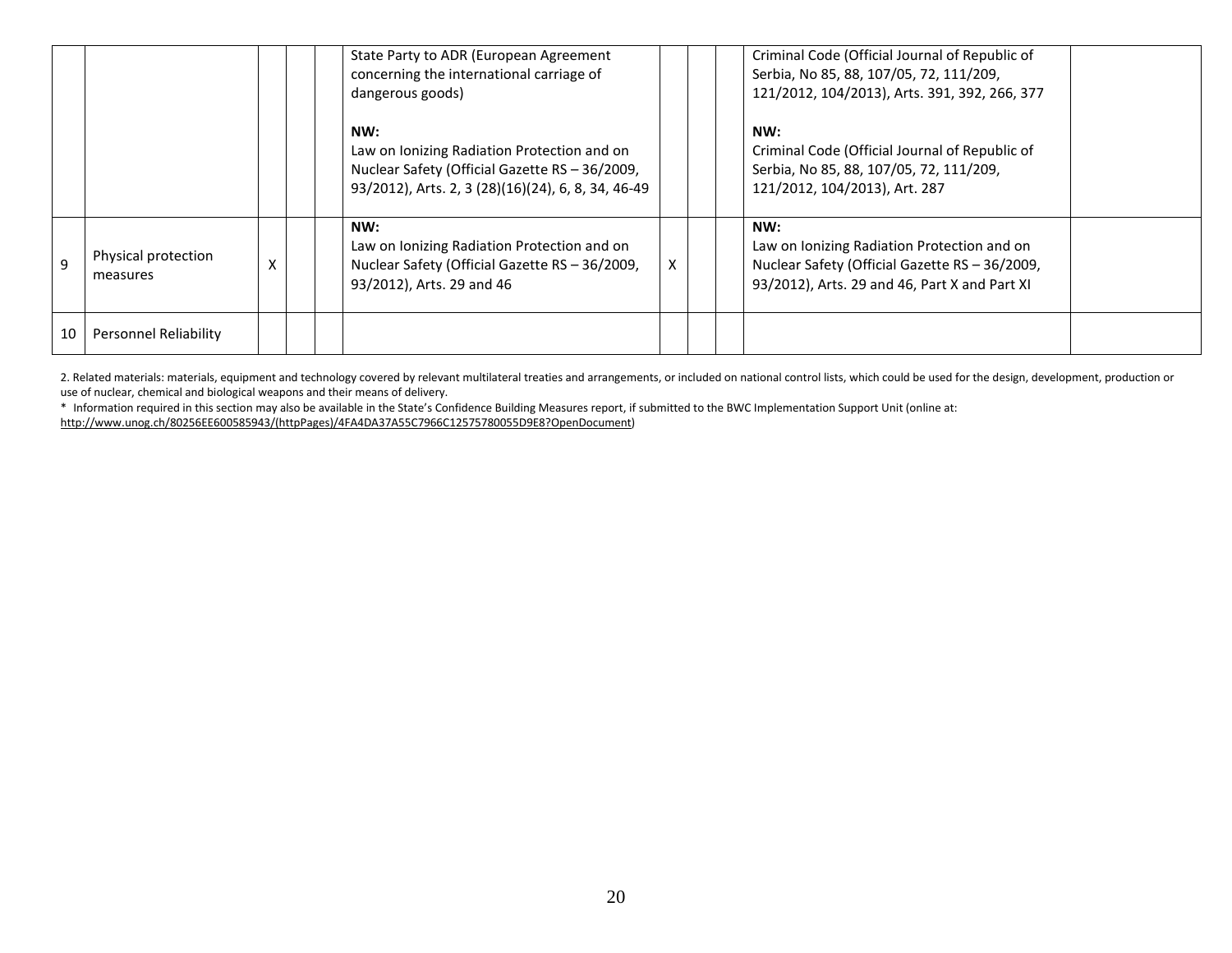| | | | | | | | | | | | |
|---|---|---|---|---|---|---|---|---|---|---|---|
| | | | | | State Party to ADR (European Agreement concerning the international carriage of dangerous goods)<br><br>**NW:**<br>Law on Ionizing Radiation Protection and on Nuclear Safety (Official Gazette RS – 36/2009, 93/2012), Arts. 2, 3 (28)(16)(24), 6, 8, 34, 46-49 | | | | Criminal Code (Official Journal of Republic of Serbia, No 85, 88, 107/05, 72, 111/209, 121/2012, 104/2013), Arts. 391, 392, 266, 377<br><br>**NW:**<br>Criminal Code (Official Journal of Republic of Serbia, No 85, 88, 107/05, 72, 111/209, 121/2012, 104/2013), Art. 287 | |
| 9 | Physical protection measures | X | | | **NW:**<br>Law on Ionizing Radiation Protection and on Nuclear Safety (Official Gazette RS – 36/2009, 93/2012), Arts. 29 and 46 | X | | | **NW:**<br>Law on Ionizing Radiation Protection and on Nuclear Safety (Official Gazette RS – 36/2009, 93/2012), Arts. 29 and 46, Part X and Part XI | |
| 10 | Personnel Reliability | | | | | | | | | |

2. Related materials: materials, equipment and technology covered by relevant multilateral treaties and arrangements, or included on national control lists, which could be used for the design, development, production or use of nuclear, chemical and biological weapons and their means of delivery.

\* Information required in this section may also be available in the State's Confidence Building Measures report, if submitted to the BWC Implementation Support Unit (online at: http://www.unog.ch/80256EE600585943/(httpPages)/4FA4DA37A55C7966C12575780055D9E8?OpenDocument)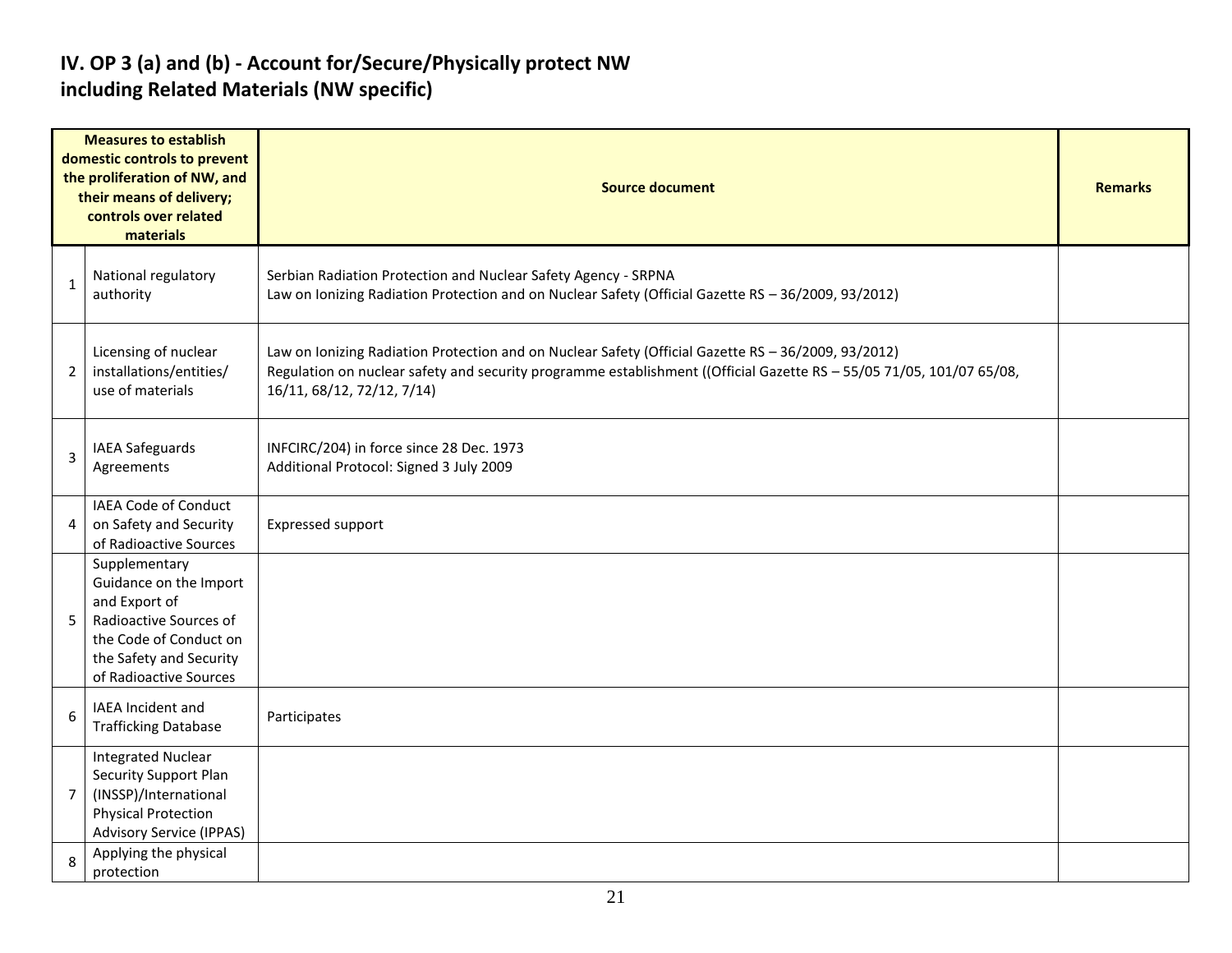## IV. OP 3 (a) and (b) - Account for/Secure/Physically protect NW including Related Materials (NW specific)

| | Measures to establish domestic controls to prevent the proliferation of NW, and their means of delivery; controls over related materials | Source document | Remarks |
|---|---|---|---|
| 1 | National regulatory authority | Serbian Radiation Protection and Nuclear Safety Agency - SRPNA<br>Law on Ionizing Radiation Protection and on Nuclear Safety (Official Gazette RS – 36/2009, 93/2012) | |
| 2 | Licensing of nuclear installations/entities/ use of materials | Law on Ionizing Radiation Protection and on Nuclear Safety (Official Gazette RS – 36/2009, 93/2012)<br>Regulation on nuclear safety and security programme establishment ((Official Gazette RS – 55/05 71/05, 101/07 65/08, 16/11, 68/12, 72/12, 7/14) | |
| 3 | IAEA Safeguards Agreements | INFCIRC/204) in force since 28 Dec. 1973<br>Additional Protocol: Signed 3 July 2009 | |
| 4 | IAEA Code of Conduct on Safety and Security of Radioactive Sources | Expressed support | |
| 5 | Supplementary Guidance on the Import and Export of Radioactive Sources of the Code of Conduct on the Safety and Security of Radioactive Sources | | |
| 6 | IAEA Incident and Trafficking Database | Participates | |
| 7 | Integrated Nuclear Security Support Plan (INSSP)/International Physical Protection Advisory Service (IPPAS) | | |
| 8 | Applying the physical protection | | |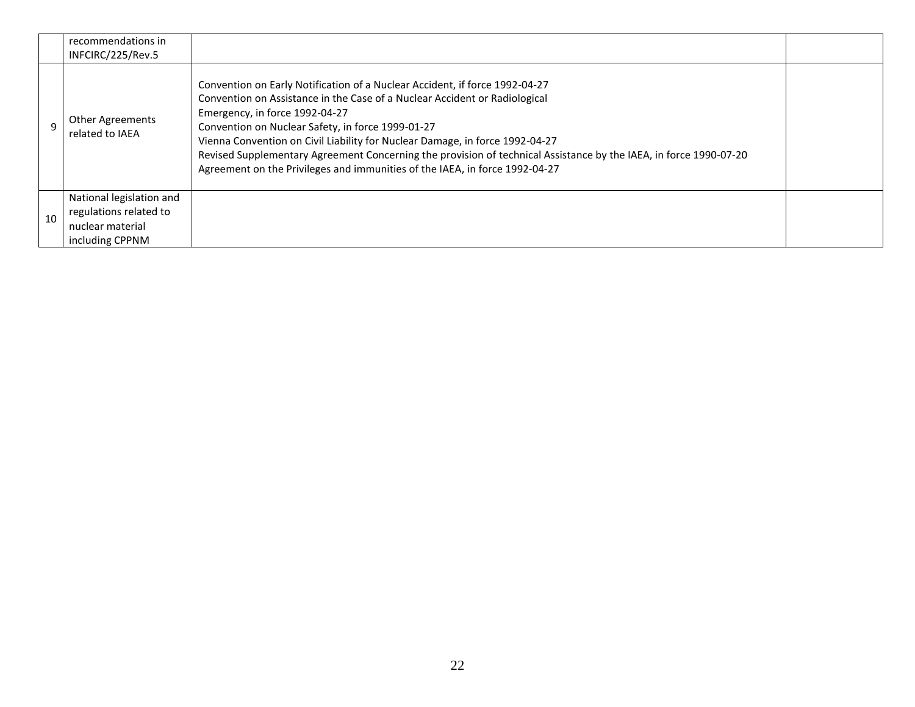|  |  |  |  |
|---|---|---|---|
|  | recommendations in INFCIRC/225/Rev.5 |  |  |
| 9 | Other Agreements related to IAEA | Convention on Early Notification of a Nuclear Accident, if force 1992-04-27<br>Convention on Assistance in the Case of a Nuclear Accident or Radiological Emergency, in force 1992-04-27<br>Convention on Nuclear Safety, in force 1999-01-27<br>Vienna Convention on Civil Liability for Nuclear Damage, in force 1992-04-27<br>Revised Supplementary Agreement Concerning the provision of technical Assistance by the IAEA, in force 1990-07-20<br>Agreement on the Privileges and immunities of the IAEA, in force 1992-04-27 |  |
| 10 | National legislation and regulations related to nuclear material including CPPNM |  |  |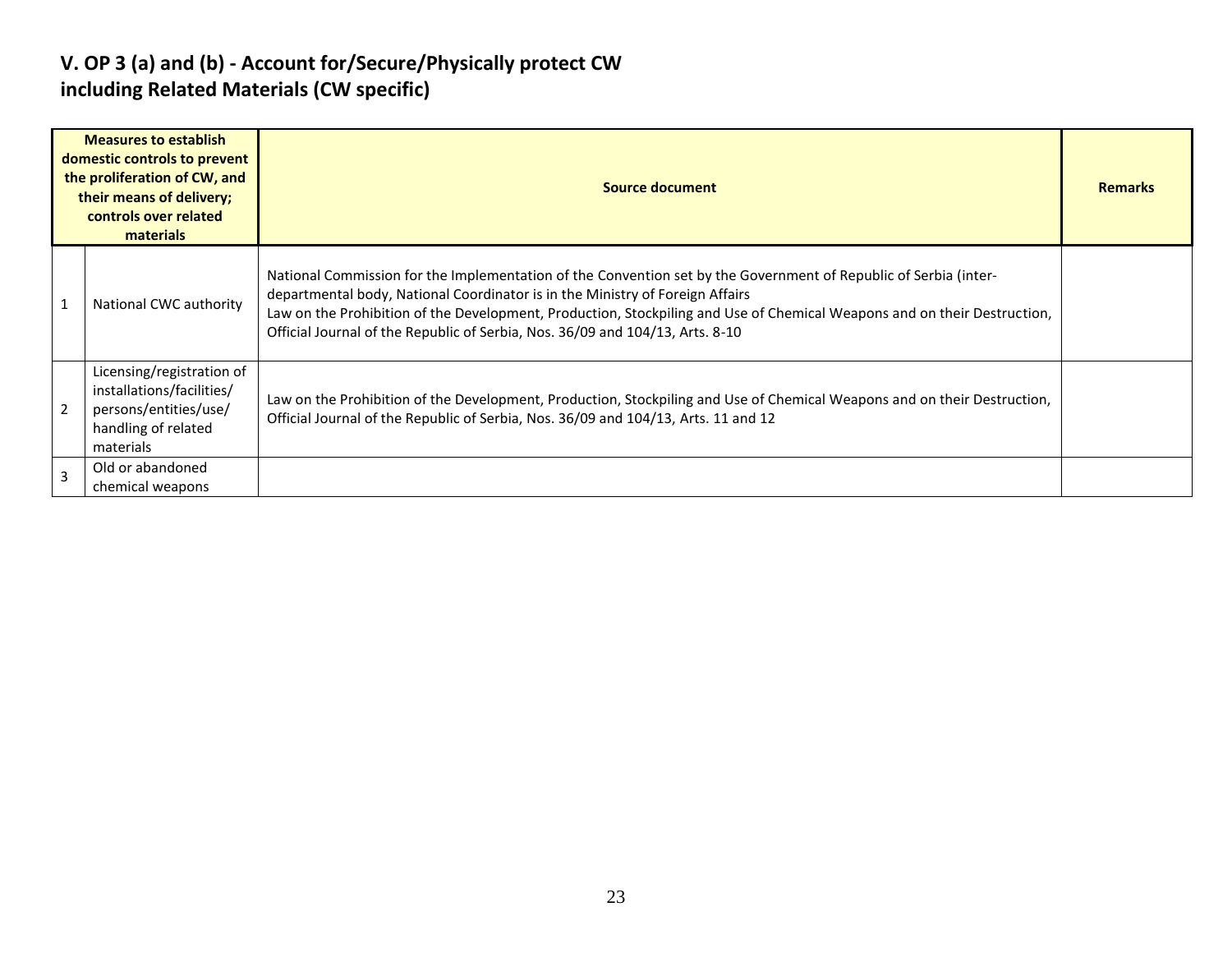## V. OP 3 (a) and (b) - Account for/Secure/Physically protect CW including Related Materials (CW specific)

| Measures to establish domestic controls to prevent the proliferation of CW, and their means of delivery; controls over related materials | | Source document | Remarks |
|---|---|---|---|
| 1 | National CWC authority | National Commission for the Implementation of the Convention set by the Government of Republic of Serbia (inter-departmental body, National Coordinator is in the Ministry of Foreign Affairs<br>Law on the Prohibition of the Development, Production, Stockpiling and Use of Chemical Weapons and on their Destruction, Official Journal of the Republic of Serbia, Nos. 36/09 and 104/13, Arts. 8-10 | |
| 2 | Licensing/registration of installations/facilities/ persons/entities/use/ handling of related materials | Law on the Prohibition of the Development, Production, Stockpiling and Use of Chemical Weapons and on their Destruction, Official Journal of the Republic of Serbia, Nos. 36/09 and 104/13, Arts. 11 and 12 | |
| 3 | Old or abandoned chemical weapons | | |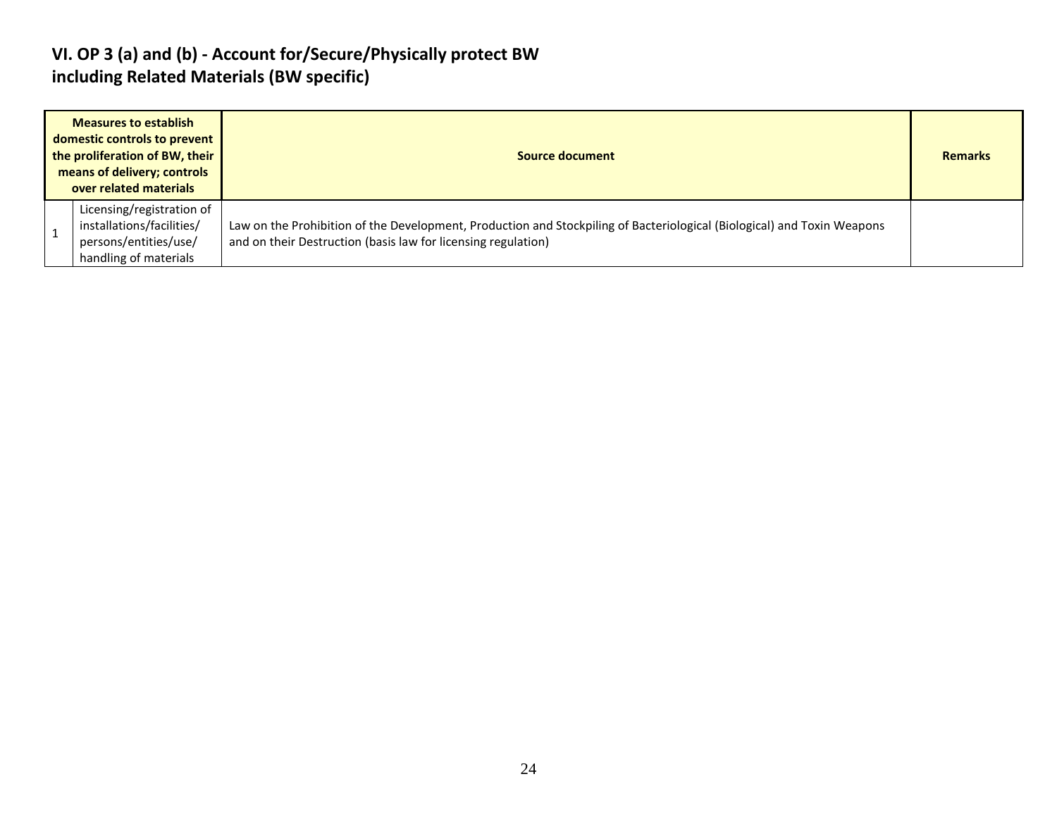## VI. OP 3 (a) and (b) - Account for/Secure/Physically protect BW including Related Materials (BW specific)

| Measures to establish domestic controls to prevent the proliferation of BW, their means of delivery; controls over related materials | | Source document | Remarks |
|---|---|---|---|
| 1 | Licensing/registration of installations/facilities/ persons/entities/use/ handling of materials | Law on the Prohibition of the Development, Production and Stockpiling of Bacteriological (Biological) and Toxin Weapons and on their Destruction (basis law for licensing regulation) | |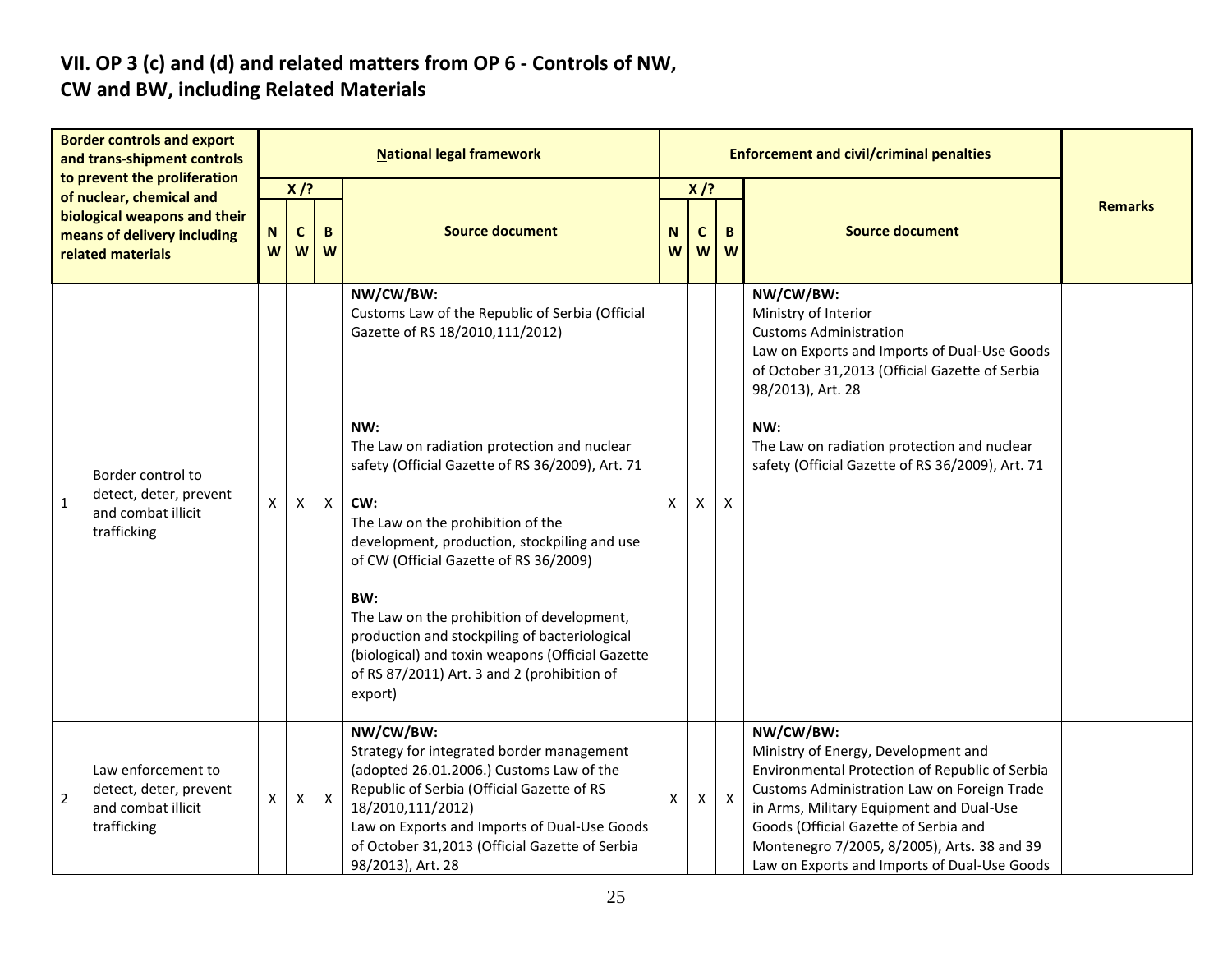## VII. OP 3 (c) and (d) and related matters from OP 6 - Controls of NW, CW and BW, including Related Materials

| | Border controls and export and trans-shipment controls to prevent the proliferation of nuclear, chemical and biological weapons and their means of delivery including related materials | National legal framework | | | | Enforcement and civil/criminal penalties | | | | Remarks |
|---|---|---|---|---|---|---|---|---|---|---|
| | | X /? | | | Source document | X /? | | | Source document | |
| | | NW | CW | BW | | NW | CW | BW | | |
| 1 | Border control to detect, deter, prevent and combat illicit trafficking | X | X | X | **NW/CW/BW:**<br>Customs Law of the Republic of Serbia (Official Gazette of RS 18/2010,111/2012)<br><br>**NW:**<br>The Law on radiation protection and nuclear safety (Official Gazette of RS 36/2009), Art. 71<br><br>**CW:**<br>The Law on the prohibition of the development, production, stockpiling and use of CW (Official Gazette of RS 36/2009)<br><br>**BW:**<br>The Law on the prohibition of development, production and stockpiling of bacteriological (biological) and toxin weapons (Official Gazette of RS 87/2011) Art. 3 and 2 (prohibition of export) | X | X | X | **NW/CW/BW:**<br>Ministry of Interior<br>Customs Administration<br>Law on Exports and Imports of Dual-Use Goods of October 31,2013 (Official Gazette of Serbia 98/2013), Art. 28<br><br>**NW:**<br>The Law on radiation protection and nuclear safety (Official Gazette of RS 36/2009), Art. 71 | |
| 2 | Law enforcement to detect, deter, prevent and combat illicit trafficking | X | X | X | **NW/CW/BW:**<br>Strategy for integrated border management (adopted 26.01.2006.) Customs Law of the Republic of Serbia (Official Gazette of RS 18/2010,111/2012)<br>Law on Exports and Imports of Dual-Use Goods of October 31,2013 (Official Gazette of Serbia 98/2013), Art. 28 | X | X | X | **NW/CW/BW:**<br>Ministry of Energy, Development and Environmental Protection of Republic of Serbia<br>Customs Administration Law on Foreign Trade in Arms, Military Equipment and Dual-Use Goods (Official Gazette of Serbia and Montenegro 7/2005, 8/2005), Arts. 38 and 39<br>Law on Exports and Imports of Dual-Use Goods | |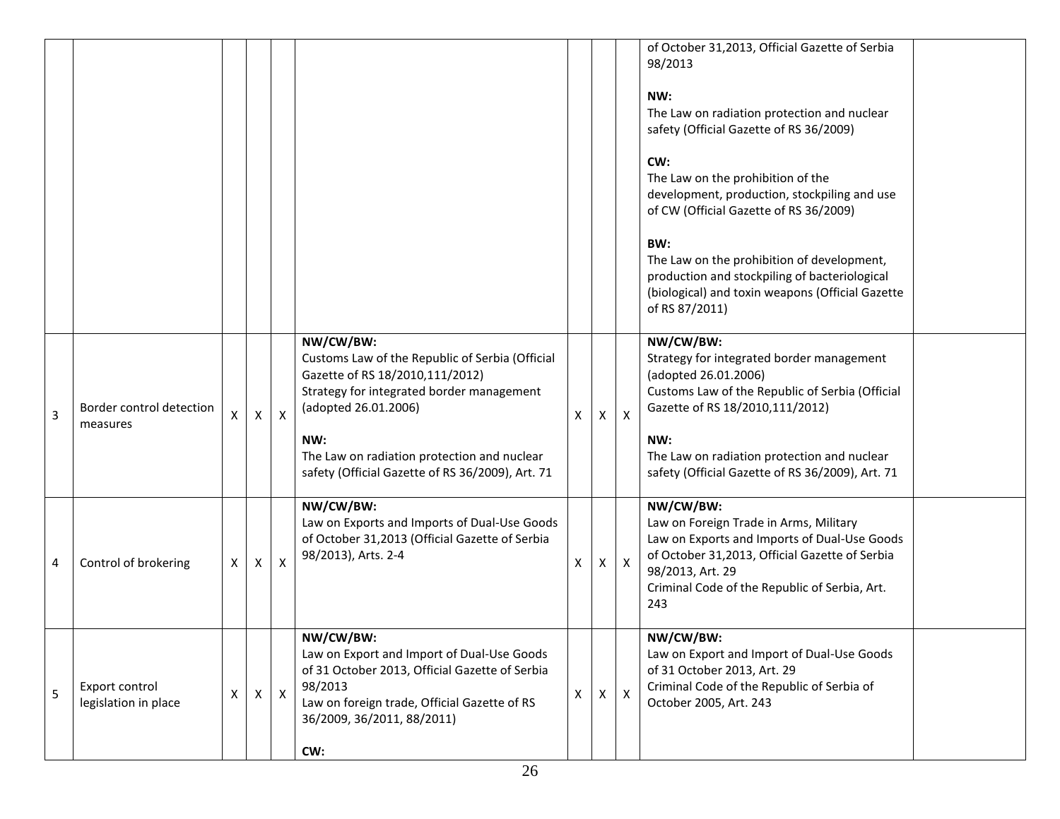| | | | | | | | | | | |
|---|---|---|---|---|---|---|---|---|---|---|
| | | | | | | | | | of October 31,2013, Official Gazette of Serbia 98/2013<br><br>**NW:**<br>The Law on radiation protection and nuclear safety (Official Gazette of RS 36/2009)<br><br>**CW:**<br>The Law on the prohibition of the development, production, stockpiling and use of CW (Official Gazette of RS 36/2009)<br><br>**BW:**<br>The Law on the prohibition of development, production and stockpiling of bacteriological (biological) and toxin weapons (Official Gazette of RS 87/2011) | |
| 3 | Border control detection measures | X | X | X | **NW/CW/BW:**<br>Customs Law of the Republic of Serbia (Official Gazette of RS 18/2010,111/2012)<br>Strategy for integrated border management (adopted 26.01.2006)<br><br>**NW:**<br>The Law on radiation protection and nuclear safety (Official Gazette of RS 36/2009), Art. 71 | X | X | X | **NW/CW/BW:**<br>Strategy for integrated border management (adopted 26.01.2006)<br>Customs Law of the Republic of Serbia (Official Gazette of RS 18/2010,111/2012)<br><br>**NW:**<br>The Law on radiation protection and nuclear safety (Official Gazette of RS 36/2009), Art. 71 | |
| 4 | Control of brokering | X | X | X | **NW/CW/BW:**<br>Law on Exports and Imports of Dual-Use Goods of October 31,2013 (Official Gazette of Serbia 98/2013), Arts. 2-4 | X | X | X | **NW/CW/BW:**<br>Law on Foreign Trade in Arms, Military<br>Law on Exports and Imports of Dual-Use Goods of October 31,2013, Official Gazette of Serbia 98/2013, Art. 29<br>Criminal Code of the Republic of Serbia, Art. 243 | |
| 5 | Export control legislation in place | X | X | X | **NW/CW/BW:**<br>Law on Export and Import of Dual-Use Goods of 31 October 2013, Official Gazette of Serbia 98/2013<br>Law on foreign trade, Official Gazette of RS 36/2009, 36/2011, 88/2011)<br><br>**CW:** | X | X | X | **NW/CW/BW:**<br>Law on Export and Import of Dual-Use Goods of 31 October 2013, Art. 29<br>Criminal Code of the Republic of Serbia of October 2005, Art. 243 | |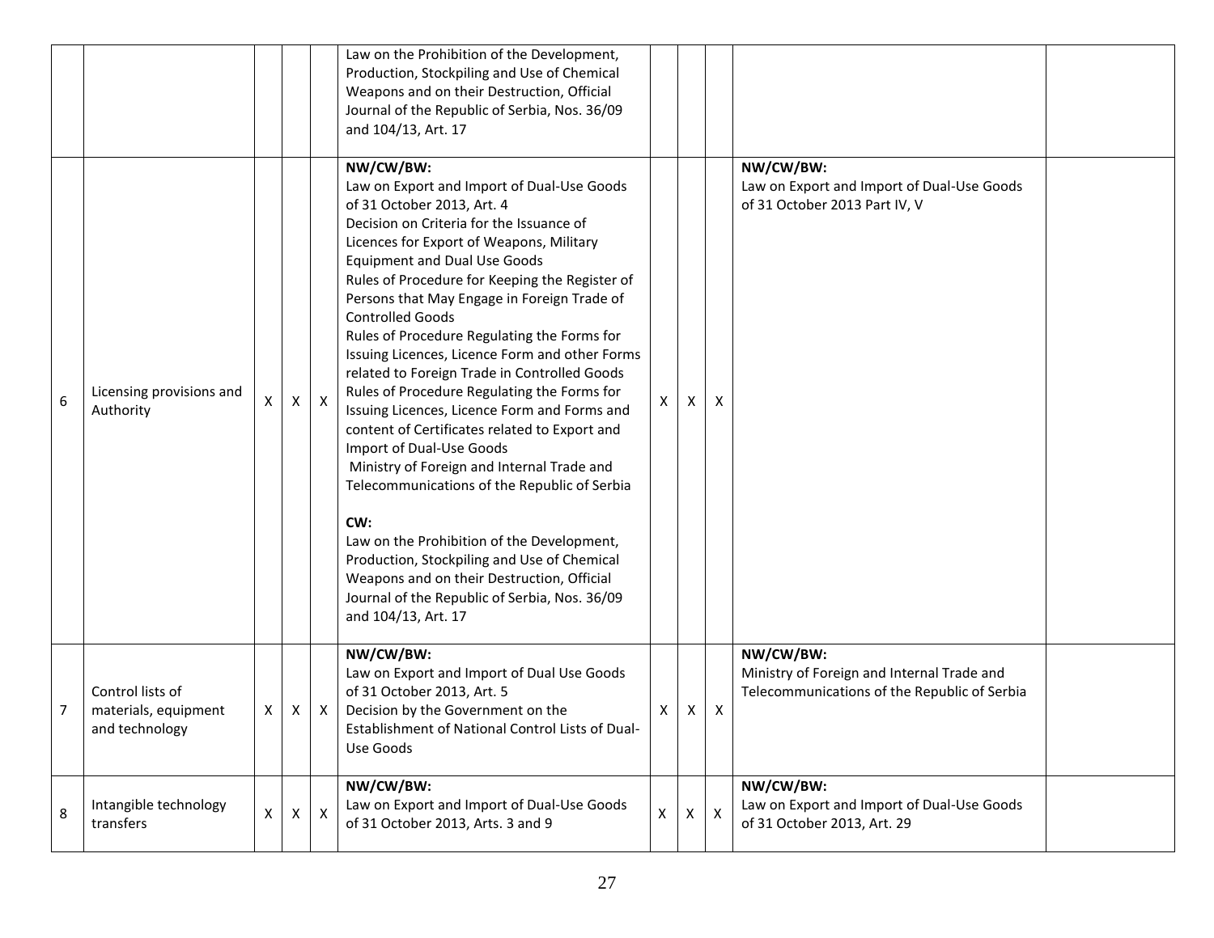| | | | | | | | | | | |
|---|---|---|---|---|---|---|---|---|---|---|
| | | | | | Law on the Prohibition of the Development, Production, Stockpiling and Use of Chemical Weapons and on their Destruction, Official Journal of the Republic of Serbia, Nos. 36/09 and 104/13, Art. 17 | | | | | |
| 6 | Licensing provisions and Authority | X | X | X | **NW/CW/BW:**<br>Law on Export and Import of Dual-Use Goods of 31 October 2013, Art. 4<br>Decision on Criteria for the Issuance of Licences for Export of Weapons, Military Equipment and Dual Use Goods<br>Rules of Procedure for Keeping the Register of Persons that May Engage in Foreign Trade of Controlled Goods<br>Rules of Procedure Regulating the Forms for Issuing Licences, Licence Form and other Forms related to Foreign Trade in Controlled Goods<br>Rules of Procedure Regulating the Forms for Issuing Licences, Licence Form and Forms and content of Certificates related to Export and Import of Dual-Use Goods<br>Ministry of Foreign and Internal Trade and Telecommunications of the Republic of Serbia<br><br>**CW:**<br>Law on the Prohibition of the Development, Production, Stockpiling and Use of Chemical Weapons and on their Destruction, Official Journal of the Republic of Serbia, Nos. 36/09 and 104/13, Art. 17 | X | X | X | **NW/CW/BW:**<br>Law on Export and Import of Dual-Use Goods of 31 October 2013 Part IV, V | |
| 7 | Control lists of materials, equipment and technology | X | X | X | **NW/CW/BW:**<br>Law on Export and Import of Dual Use Goods of 31 October 2013, Art. 5<br>Decision by the Government on the Establishment of National Control Lists of Dual-Use Goods | X | X | X | **NW/CW/BW:**<br>Ministry of Foreign and Internal Trade and Telecommunications of the Republic of Serbia | |
| 8 | Intangible technology transfers | X | X | X | **NW/CW/BW:**<br>Law on Export and Import of Dual-Use Goods of 31 October 2013, Arts. 3 and 9 | X | X | X | **NW/CW/BW:**<br>Law on Export and Import of Dual-Use Goods of 31 October 2013, Art. 29 | |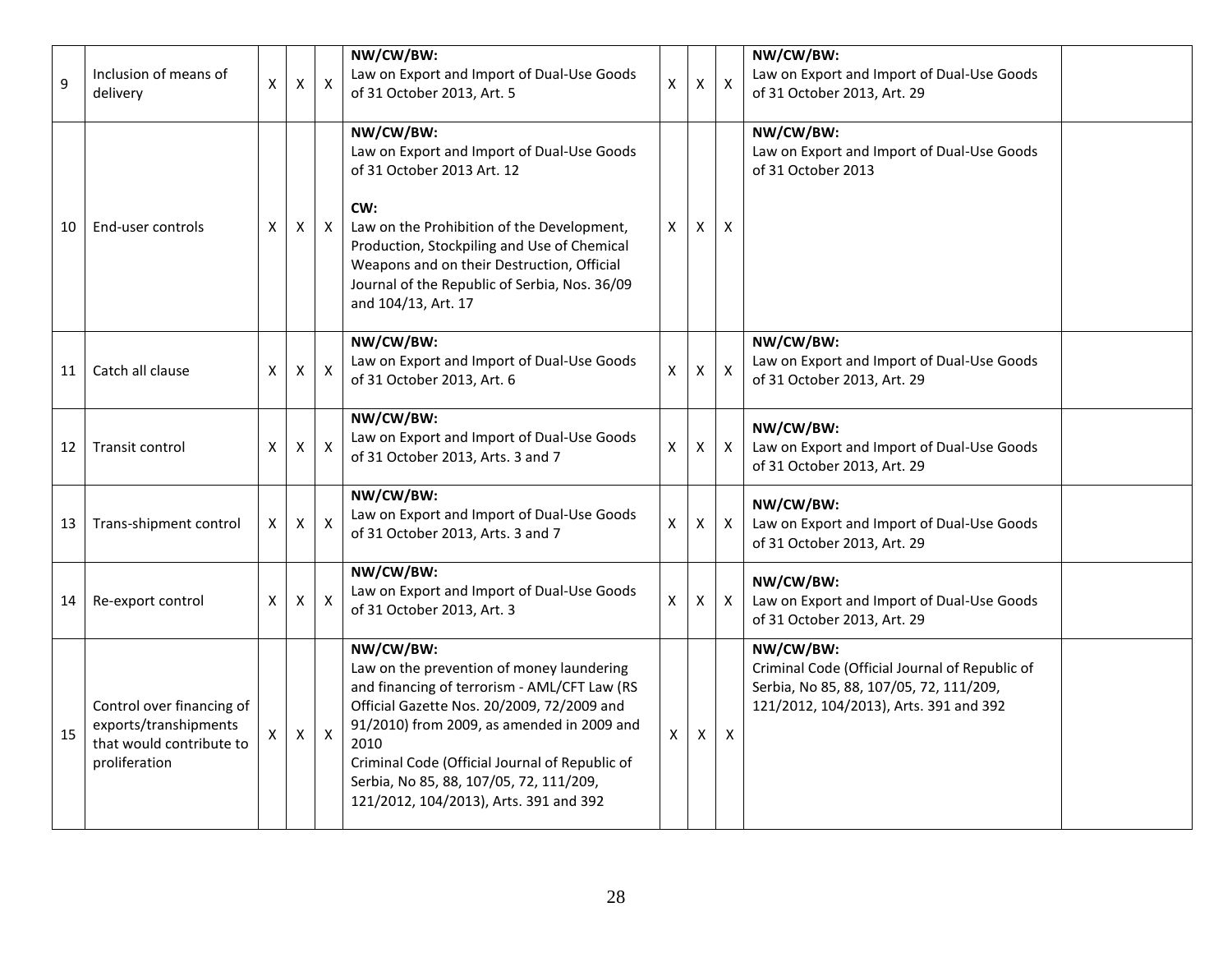| 9 | Inclusion of means of delivery | X | X | X | **NW/CW/BW:** Law on Export and Import of Dual-Use Goods of 31 October 2013, Art. 5 | X | X | X | **NW/CW/BW:** Law on Export and Import of Dual-Use Goods of 31 October 2013, Art. 29 | |
|---|---|---|---|---|---|---|---|---|---|---|
| 10 | End-user controls | X | X | X | **NW/CW/BW:** Law on Export and Import of Dual-Use Goods of 31 October 2013 Art. 12<br><br>**CW:** Law on the Prohibition of the Development, Production, Stockpiling and Use of Chemical Weapons and on their Destruction, Official Journal of the Republic of Serbia, Nos. 36/09 and 104/13, Art. 17 | X | X | X | **NW/CW/BW:** Law on Export and Import of Dual-Use Goods of 31 October 2013 | |
| 11 | Catch all clause | X | X | X | **NW/CW/BW:** Law on Export and Import of Dual-Use Goods of 31 October 2013, Art. 6 | X | X | X | **NW/CW/BW:** Law on Export and Import of Dual-Use Goods of 31 October 2013, Art. 29 | |
| 12 | Transit control | X | X | X | **NW/CW/BW:** Law on Export and Import of Dual-Use Goods of 31 October 2013, Arts. 3 and 7 | X | X | X | **NW/CW/BW:** Law on Export and Import of Dual-Use Goods of 31 October 2013, Art. 29 | |
| 13 | Trans-shipment control | X | X | X | **NW/CW/BW:** Law on Export and Import of Dual-Use Goods of 31 October 2013, Arts. 3 and 7 | X | X | X | **NW/CW/BW:** Law on Export and Import of Dual-Use Goods of 31 October 2013, Art. 29 | |
| 14 | Re-export control | X | X | X | **NW/CW/BW:** Law on Export and Import of Dual-Use Goods of 31 October 2013, Art. 3 | X | X | X | **NW/CW/BW:** Law on Export and Import of Dual-Use Goods of 31 October 2013, Art. 29 | |
| 15 | Control over financing of exports/transhipments that would contribute to proliferation | X | X | X | **NW/CW/BW:** Law on the prevention of money laundering and financing of terrorism - AML/CFT Law (RS Official Gazette Nos. 20/2009, 72/2009 and 91/2010) from 2009, as amended in 2009 and 2010<br>Criminal Code (Official Journal of Republic of Serbia, No 85, 88, 107/05, 72, 111/209, 121/2012, 104/2013), Arts. 391 and 392 | X | X | X | **NW/CW/BW:** Criminal Code (Official Journal of Republic of Serbia, No 85, 88, 107/05, 72, 111/209, 121/2012, 104/2013), Arts. 391 and 392 | |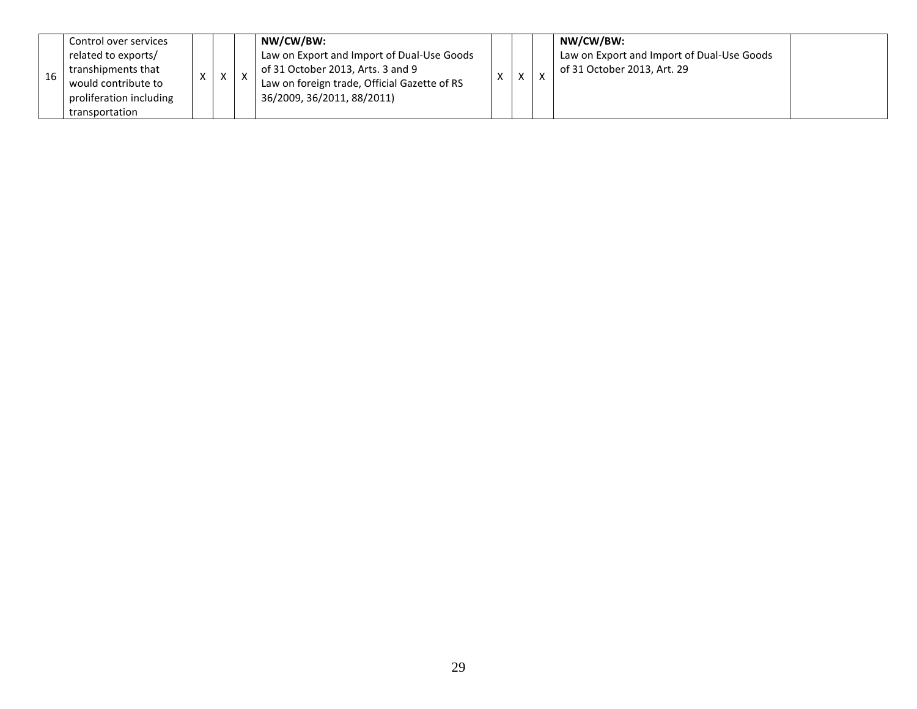| 16 | Control over services related to exports/ transhipments that would contribute to proliferation including transportation | X | X | X | **NW/CW/BW:**<br>Law on Export and Import of Dual-Use Goods of 31 October 2013, Arts. 3 and 9<br>Law on foreign trade, Official Gazette of RS 36/2009, 36/2011, 88/2011) | X | X | X | **NW/CW/BW:**<br>Law on Export and Import of Dual-Use Goods of 31 October 2013, Art. 29 | |
|---|---|---|---|---|---|---|---|---|---|---|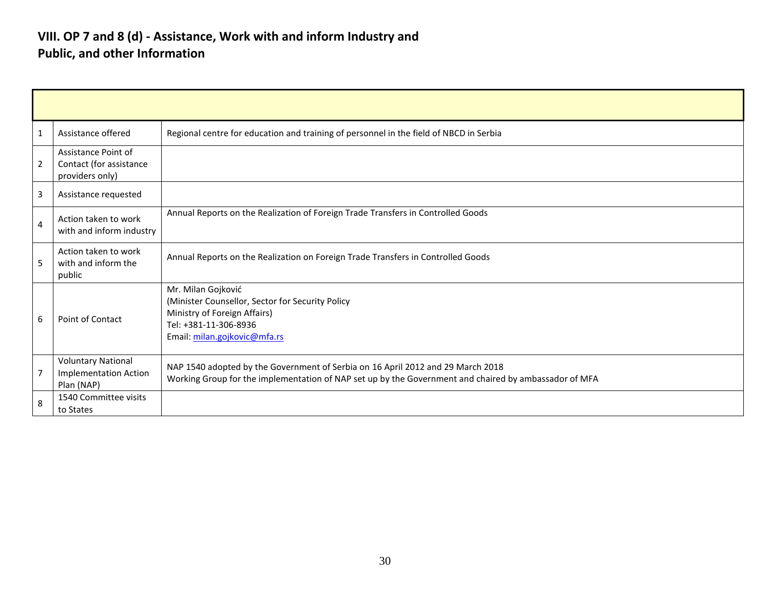## VIII. OP 7 and 8 (d) - Assistance, Work with and inform Industry and Public, and other Information

| | | |
|---|---|---|
| 1 | Assistance offered | Regional centre for education and training of personnel in the field of NBCD in Serbia |
| 2 | Assistance Point of Contact (for assistance providers only) | |
| 3 | Assistance requested | |
| 4 | Action taken to work with and inform industry | Annual Reports on the Realization of Foreign Trade Transfers in Controlled Goods |
| 5 | Action taken to work with and inform the public | Annual Reports on the Realization on Foreign Trade Transfers in Controlled Goods |
| 6 | Point of Contact | Mr. Milan Gojković<br>(Minister Counsellor, Sector for Security Policy<br>Ministry of Foreign Affairs)<br>Tel: +381-11-306-8936<br>Email: milan.gojkovic@mfa.rs |
| 7 | Voluntary National Implementation Action Plan (NAP) | NAP 1540 adopted by the Government of Serbia on 16 April 2012 and 29 March 2018<br>Working Group for the implementation of NAP set up by the Government and chaired by ambassador of MFA |
| 8 | 1540 Committee visits to States | |